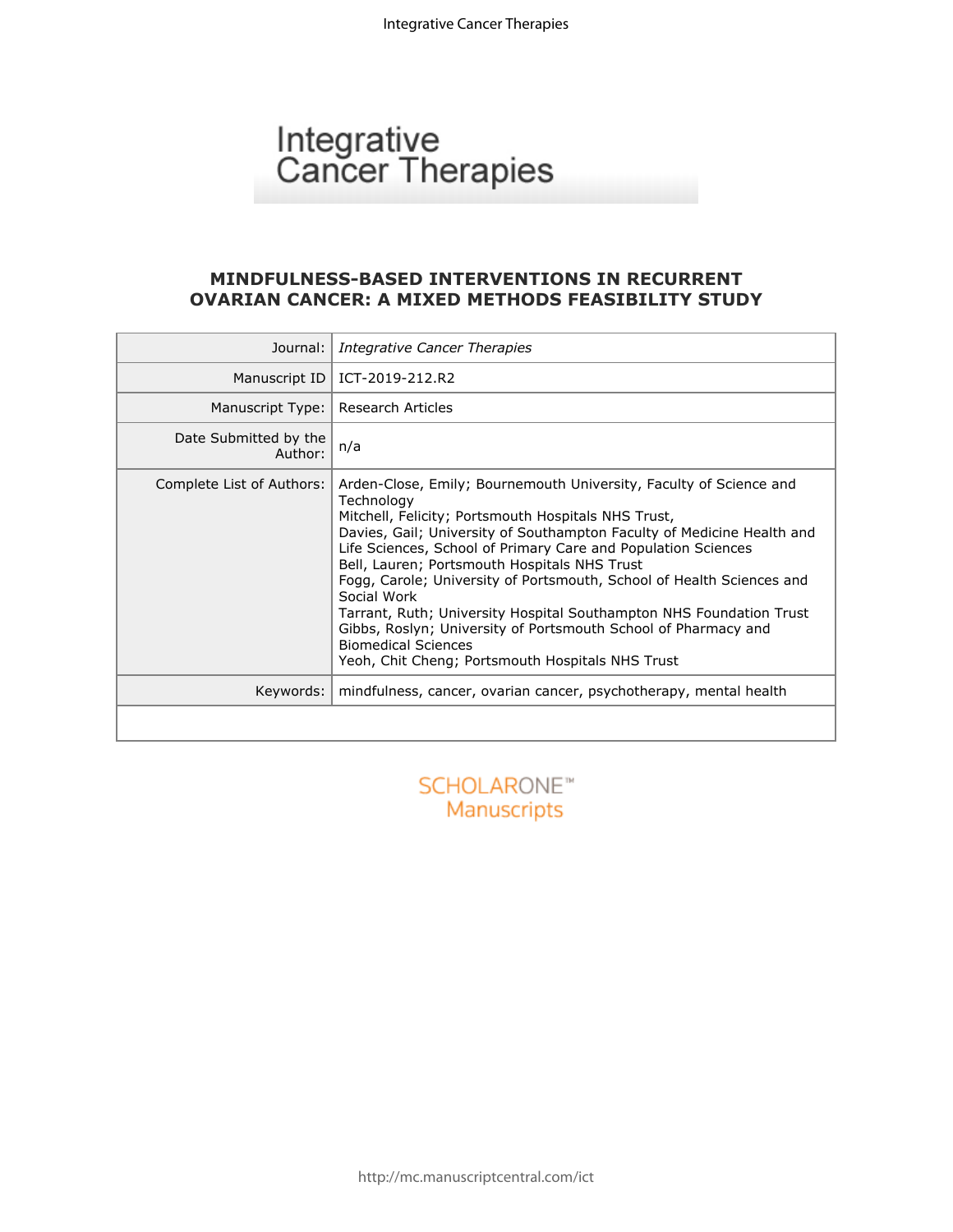Integrative Cancer Therapies

# MINDFULNESS-BASED INTERVENTIONS IN RECURRENT OVARIAN CANCER: A MIXED METHODS FEASIBILITY STUDY

| | |
|---|---|
| Journal: | *Integrative Cancer Therapies* |
| Manuscript ID | ICT-2019-212.R2 |
| Manuscript Type: | Research Articles |
| Date Submitted by the Author: | n/a |
| Complete List of Authors: | Arden-Close, Emily; Bournemouth University, Faculty of Science and Technology<br>Mitchell, Felicity; Portsmouth Hospitals NHS Trust,<br>Davies, Gail; University of Southampton Faculty of Medicine Health and Life Sciences, School of Primary Care and Population Sciences<br>Bell, Lauren; Portsmouth Hospitals NHS Trust<br>Fogg, Carole; University of Portsmouth, School of Health Sciences and Social Work<br>Tarrant, Ruth; University Hospital Southampton NHS Foundation Trust<br>Gibbs, Roslyn; University of Portsmouth School of Pharmacy and Biomedical Sciences<br>Yeoh, Chit Cheng; Portsmouth Hospitals NHS Trust |
| Keywords: | mindfulness, cancer, ovarian cancer, psychotherapy, mental health |

SCHOLARONE™ Manuscripts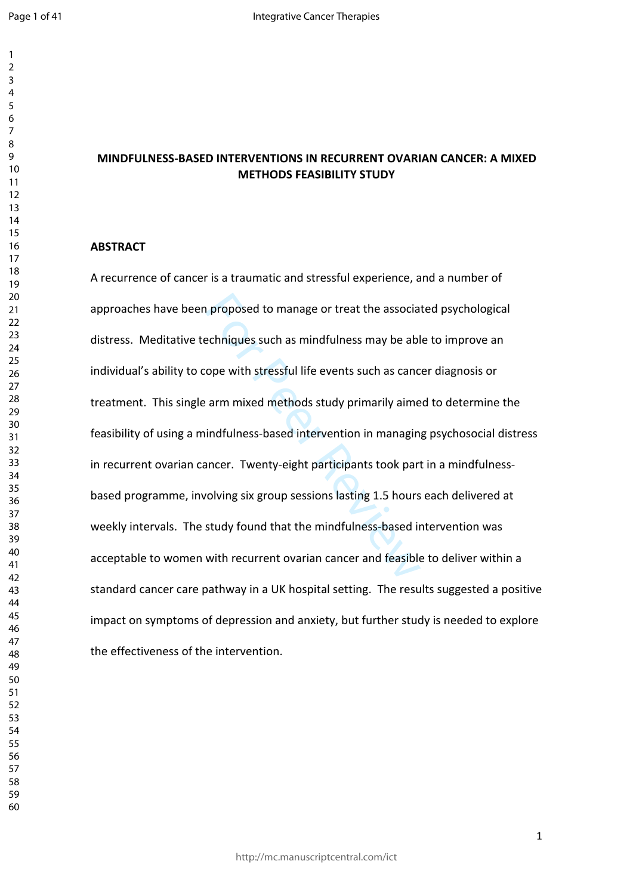# MINDFULNESS-BASED INTERVENTIONS IN RECURRENT OVARIAN CANCER: A MIXED METHODS FEASIBILITY STUDY

## ABSTRACT

A recurrence of cancer is a traumatic and stressful experience, and a number of approaches have been proposed to manage or treat the associated psychological distress. Meditative techniques such as mindfulness may be able to improve an individual's ability to cope with stressful life events such as cancer diagnosis or treatment. This single arm mixed methods study primarily aimed to determine the feasibility of using a mindfulness-based intervention in managing psychosocial distress in recurrent ovarian cancer. Twenty-eight participants took part in a mindfulness-based programme, involving six group sessions lasting 1.5 hours each delivered at weekly intervals. The study found that the mindfulness-based intervention was acceptable to women with recurrent ovarian cancer and feasible to deliver within a standard cancer care pathway in a UK hospital setting. The results suggested a positive impact on symptoms of depression and anxiety, but further study is needed to explore the effectiveness of the intervention.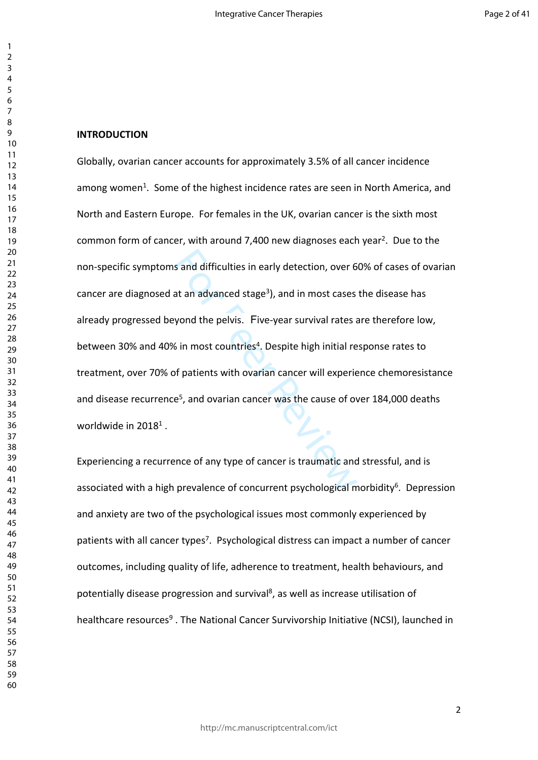## INTRODUCTION

Globally, ovarian cancer accounts for approximately 3.5% of all cancer incidence among women[1]. Some of the highest incidence rates are seen in North America, and North and Eastern Europe. For females in the UK, ovarian cancer is the sixth most common form of cancer, with around 7,400 new diagnoses each year[2]. Due to the non-specific symptoms and difficulties in early detection, over 60% of cases of ovarian cancer are diagnosed at an advanced stage[3]), and in most cases the disease has already progressed beyond the pelvis. Five-year survival rates are therefore low, between 30% and 40% in most countries[4]. Despite high initial response rates to treatment, over 70% of patients with ovarian cancer will experience chemoresistance and disease recurrence[5], and ovarian cancer was the cause of over 184,000 deaths worldwide in 2018[1] .

Experiencing a recurrence of any type of cancer is traumatic and stressful, and is associated with a high prevalence of concurrent psychological morbidity[6]. Depression and anxiety are two of the psychological issues most commonly experienced by patients with all cancer types[7]. Psychological distress can impact a number of cancer outcomes, including quality of life, adherence to treatment, health behaviours, and potentially disease progression and survival[8], as well as increase utilisation of healthcare resources[9] . The National Cancer Survivorship Initiative (NCSI), launched in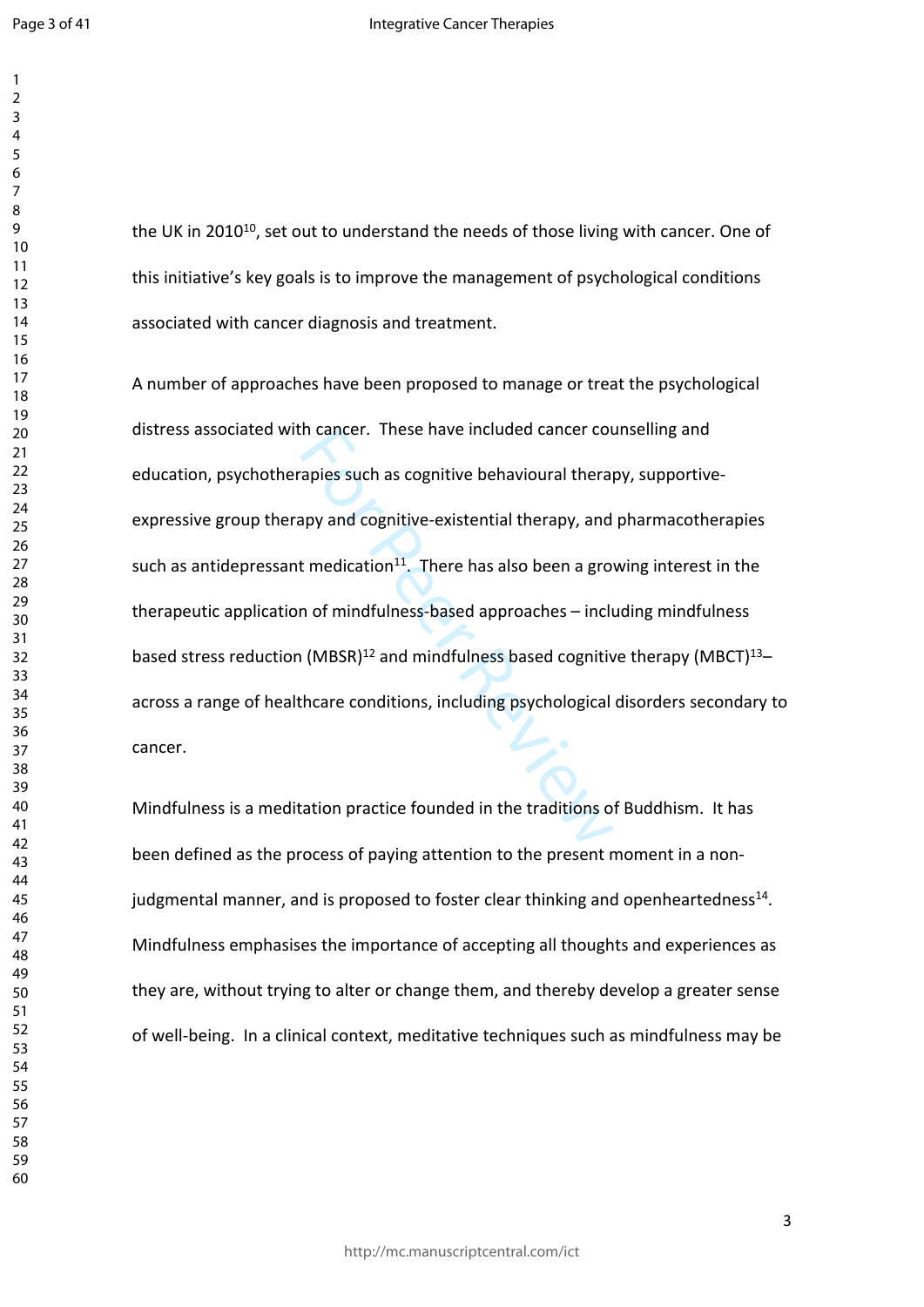the UK in 2010[10], set out to understand the needs of those living with cancer. One of this initiative's key goals is to improve the management of psychological conditions associated with cancer diagnosis and treatment.

A number of approaches have been proposed to manage or treat the psychological distress associated with cancer. These have included cancer counselling and education, psychotherapies such as cognitive behavioural therapy, supportive-expressive group therapy and cognitive-existential therapy, and pharmacotherapies such as antidepressant medication[11]. There has also been a growing interest in the therapeutic application of mindfulness-based approaches – including mindfulness based stress reduction (MBSR)[12] and mindfulness based cognitive therapy (MBCT)[13]– across a range of healthcare conditions, including psychological disorders secondary to cancer.

Mindfulness is a meditation practice founded in the traditions of Buddhism. It has been defined as the process of paying attention to the present moment in a non-judgmental manner, and is proposed to foster clear thinking and openheartedness[14]. Mindfulness emphasises the importance of accepting all thoughts and experiences as they are, without trying to alter or change them, and thereby develop a greater sense of well-being. In a clinical context, meditative techniques such as mindfulness may be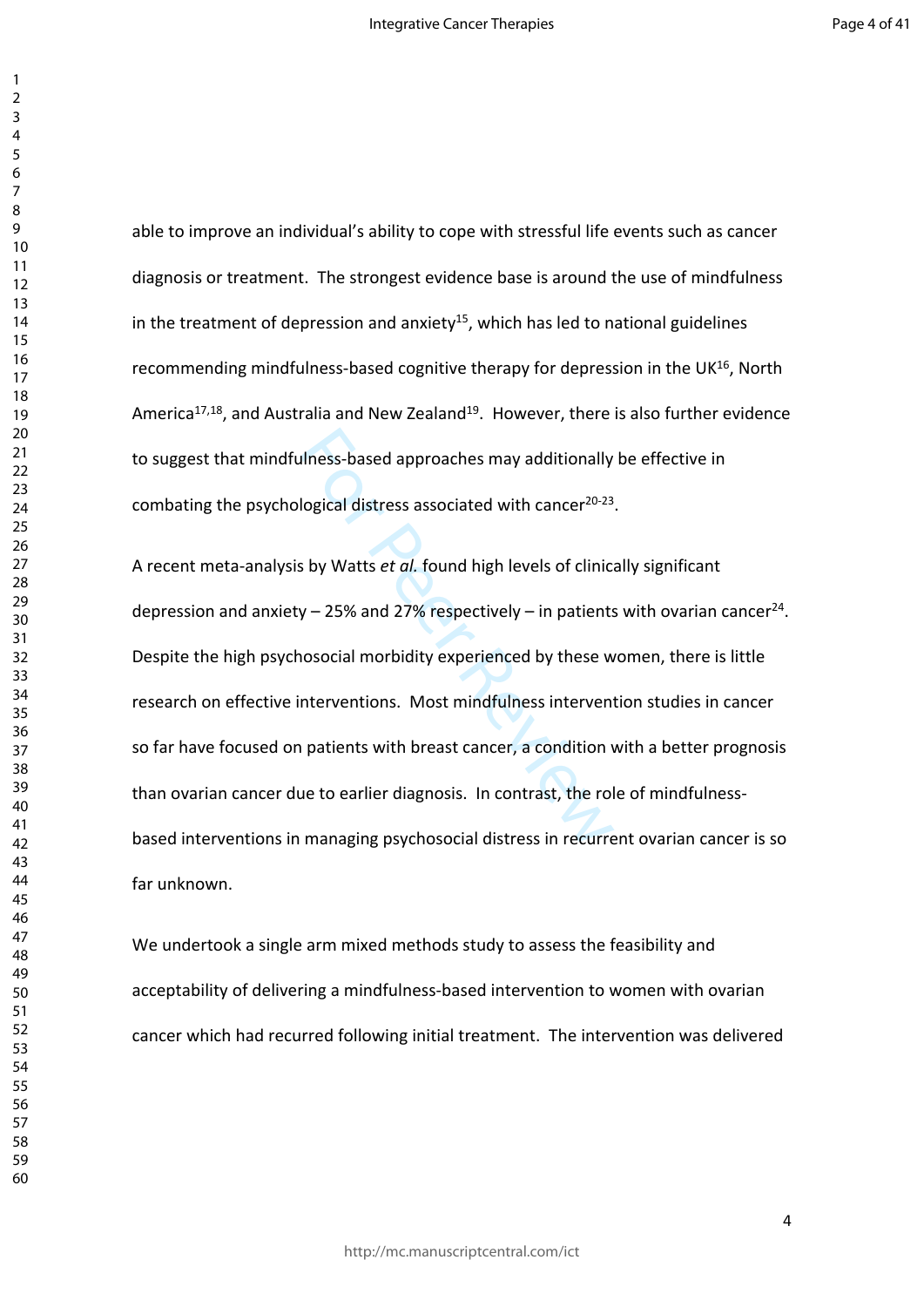able to improve an individual's ability to cope with stressful life events such as cancer diagnosis or treatment. The strongest evidence base is around the use of mindfulness in the treatment of depression and anxiety[15], which has led to national guidelines recommending mindfulness-based cognitive therapy for depression in the UK[16], North America[17,18], and Australia and New Zealand[19]. However, there is also further evidence to suggest that mindfulness-based approaches may additionally be effective in combating the psychological distress associated with cancer[20-23].

A recent meta-analysis by Watts *et al.* found high levels of clinically significant depression and anxiety – 25% and 27% respectively – in patients with ovarian cancer[24]. Despite the high psychosocial morbidity experienced by these women, there is little research on effective interventions. Most mindfulness intervention studies in cancer so far have focused on patients with breast cancer, a condition with a better prognosis than ovarian cancer due to earlier diagnosis. In contrast, the role of mindfulness-based interventions in managing psychosocial distress in recurrent ovarian cancer is so far unknown.

We undertook a single arm mixed methods study to assess the feasibility and acceptability of delivering a mindfulness-based intervention to women with ovarian cancer which had recurred following initial treatment. The intervention was delivered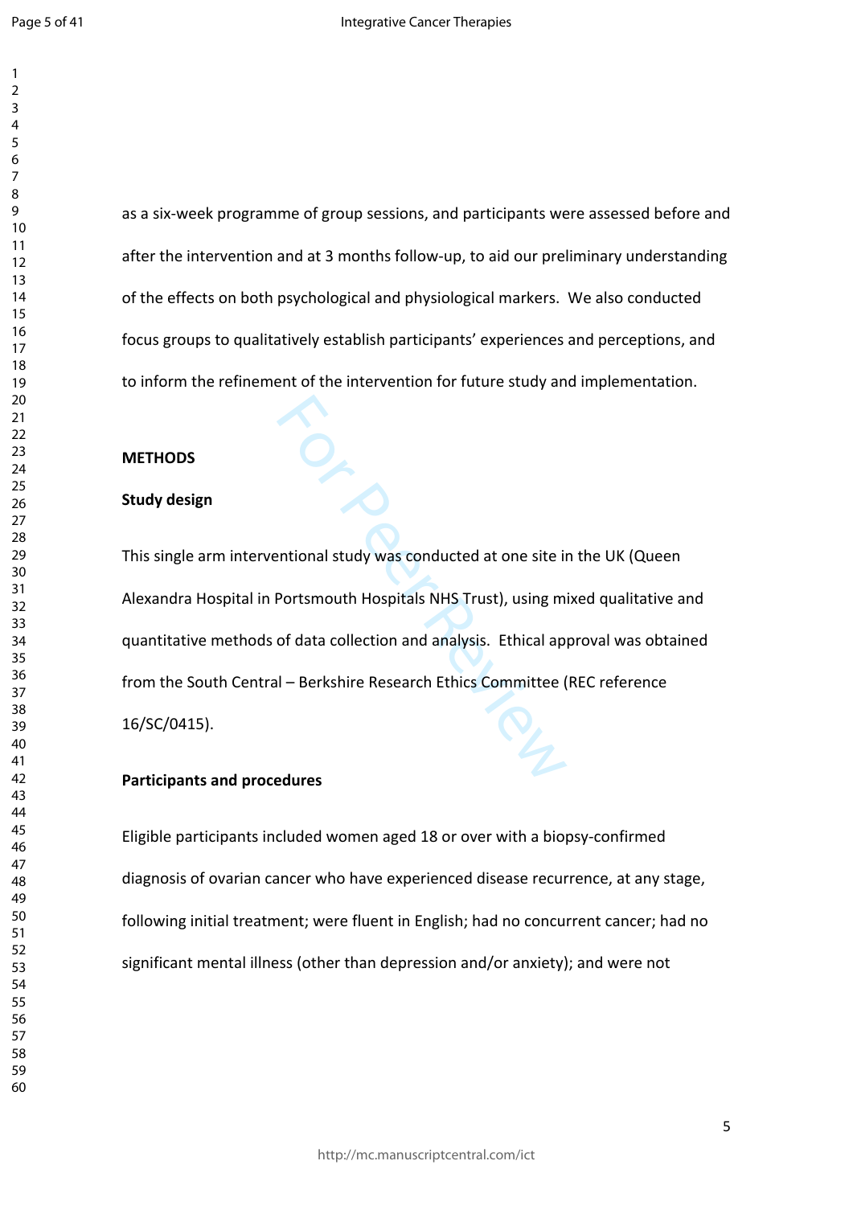as a six-week programme of group sessions, and participants were assessed before and after the intervention and at 3 months follow-up, to aid our preliminary understanding of the effects on both psychological and physiological markers. We also conducted focus groups to qualitatively establish participants' experiences and perceptions, and to inform the refinement of the intervention for future study and implementation.

## METHODS

### Study design

This single arm interventional study was conducted at one site in the UK (Queen Alexandra Hospital in Portsmouth Hospitals NHS Trust), using mixed qualitative and quantitative methods of data collection and analysis. Ethical approval was obtained from the South Central – Berkshire Research Ethics Committee (REC reference 16/SC/0415).

### Participants and procedures

Eligible participants included women aged 18 or over with a biopsy-confirmed diagnosis of ovarian cancer who have experienced disease recurrence, at any stage, following initial treatment; were fluent in English; had no concurrent cancer; had no significant mental illness (other than depression and/or anxiety); and were not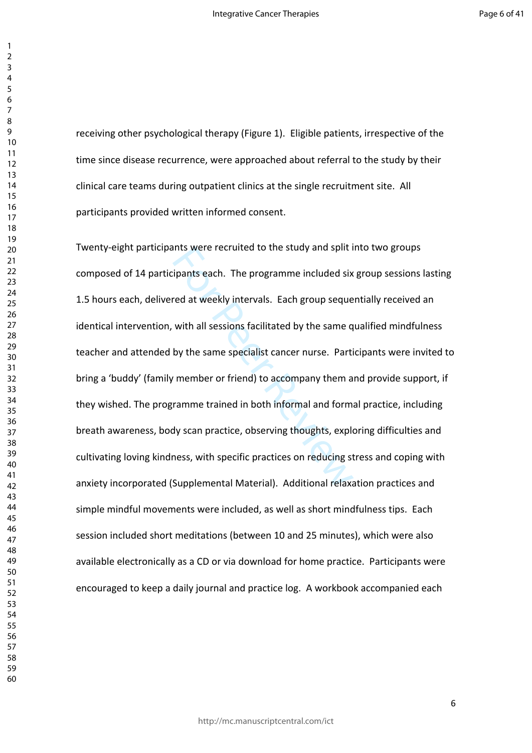receiving other psychological therapy (Figure 1). Eligible patients, irrespective of the time since disease recurrence, were approached about referral to the study by their clinical care teams during outpatient clinics at the single recruitment site. All participants provided written informed consent.

Twenty-eight participants were recruited to the study and split into two groups composed of 14 participants each. The programme included six group sessions lasting 1.5 hours each, delivered at weekly intervals. Each group sequentially received an identical intervention, with all sessions facilitated by the same qualified mindfulness teacher and attended by the same specialist cancer nurse. Participants were invited to bring a 'buddy' (family member or friend) to accompany them and provide support, if they wished. The programme trained in both informal and formal practice, including breath awareness, body scan practice, observing thoughts, exploring difficulties and cultivating loving kindness, with specific practices on reducing stress and coping with anxiety incorporated (Supplemental Material). Additional relaxation practices and simple mindful movements were included, as well as short mindfulness tips. Each session included short meditations (between 10 and 25 minutes), which were also available electronically as a CD or via download for home practice. Participants were encouraged to keep a daily journal and practice log. A workbook accompanied each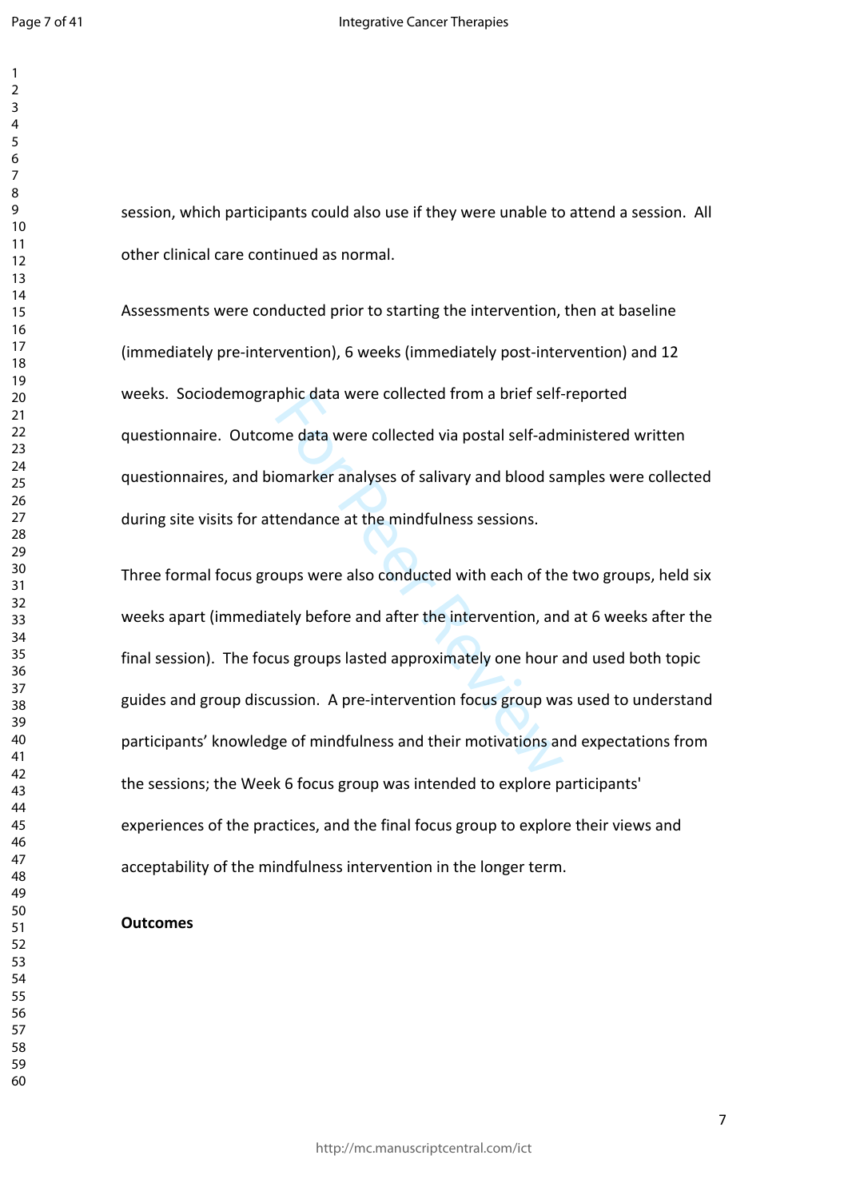session, which participants could also use if they were unable to attend a session. All other clinical care continued as normal.

Assessments were conducted prior to starting the intervention, then at baseline (immediately pre-intervention), 6 weeks (immediately post-intervention) and 12 weeks. Sociodemographic data were collected from a brief self-reported questionnaire. Outcome data were collected via postal self-administered written questionnaires, and biomarker analyses of salivary and blood samples were collected during site visits for attendance at the mindfulness sessions.

Three formal focus groups were also conducted with each of the two groups, held six weeks apart (immediately before and after the intervention, and at 6 weeks after the final session). The focus groups lasted approximately one hour and used both topic guides and group discussion. A pre-intervention focus group was used to understand participants' knowledge of mindfulness and their motivations and expectations from the sessions; the Week 6 focus group was intended to explore participants' experiences of the practices, and the final focus group to explore their views and acceptability of the mindfulness intervention in the longer term.

**Outcomes**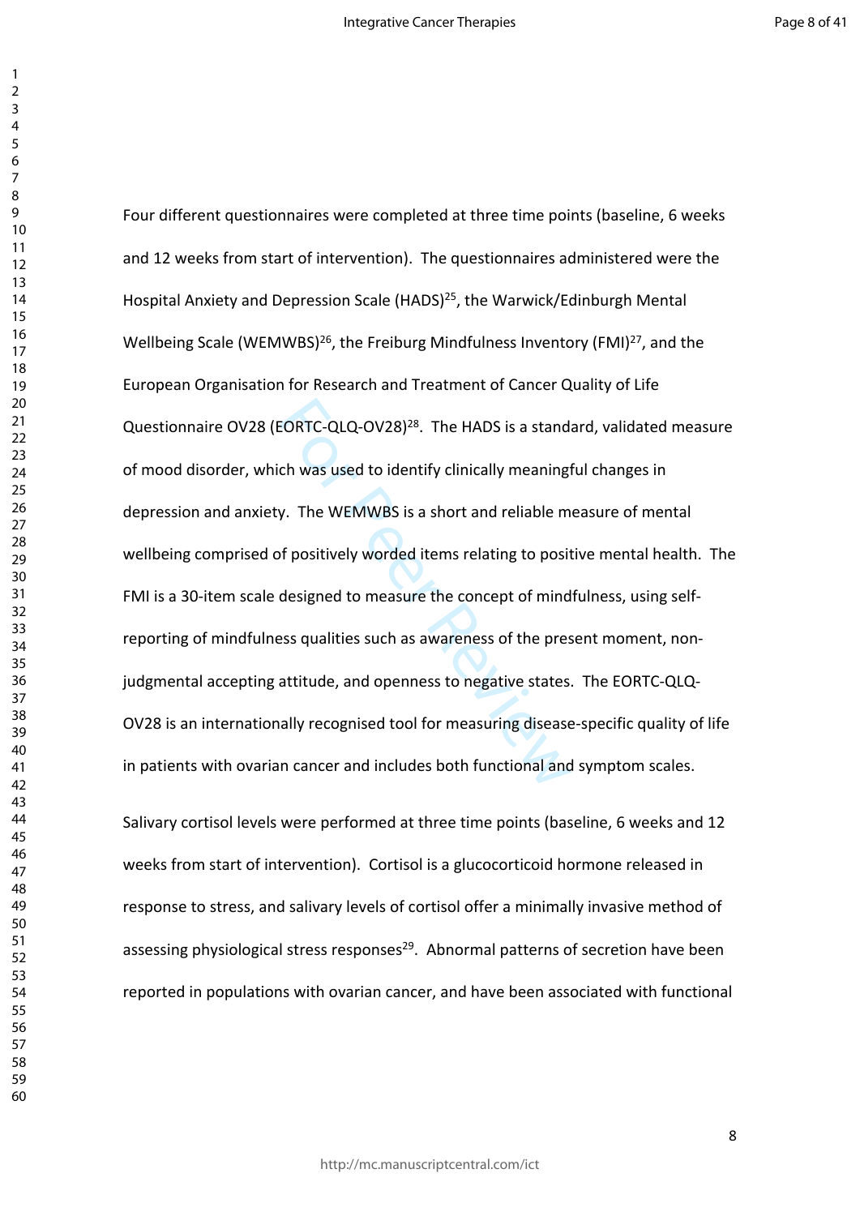Four different questionnaires were completed at three time points (baseline, 6 weeks and 12 weeks from start of intervention). The questionnaires administered were the Hospital Anxiety and Depression Scale (HADS)[25], the Warwick/Edinburgh Mental Wellbeing Scale (WEMWBS)[26], the Freiburg Mindfulness Inventory (FMI)[27], and the European Organisation for Research and Treatment of Cancer Quality of Life Questionnaire OV28 (EORTC-QLQ-OV28)[28]. The HADS is a standard, validated measure of mood disorder, which was used to identify clinically meaningful changes in depression and anxiety. The WEMWBS is a short and reliable measure of mental wellbeing comprised of positively worded items relating to positive mental health. The FMI is a 30-item scale designed to measure the concept of mindfulness, using self-reporting of mindfulness qualities such as awareness of the present moment, non-judgmental accepting attitude, and openness to negative states. The EORTC-QLQ-OV28 is an internationally recognised tool for measuring disease-specific quality of life in patients with ovarian cancer and includes both functional and symptom scales.

Salivary cortisol levels were performed at three time points (baseline, 6 weeks and 12 weeks from start of intervention). Cortisol is a glucocorticoid hormone released in response to stress, and salivary levels of cortisol offer a minimally invasive method of assessing physiological stress responses[29]. Abnormal patterns of secretion have been reported in populations with ovarian cancer, and have been associated with functional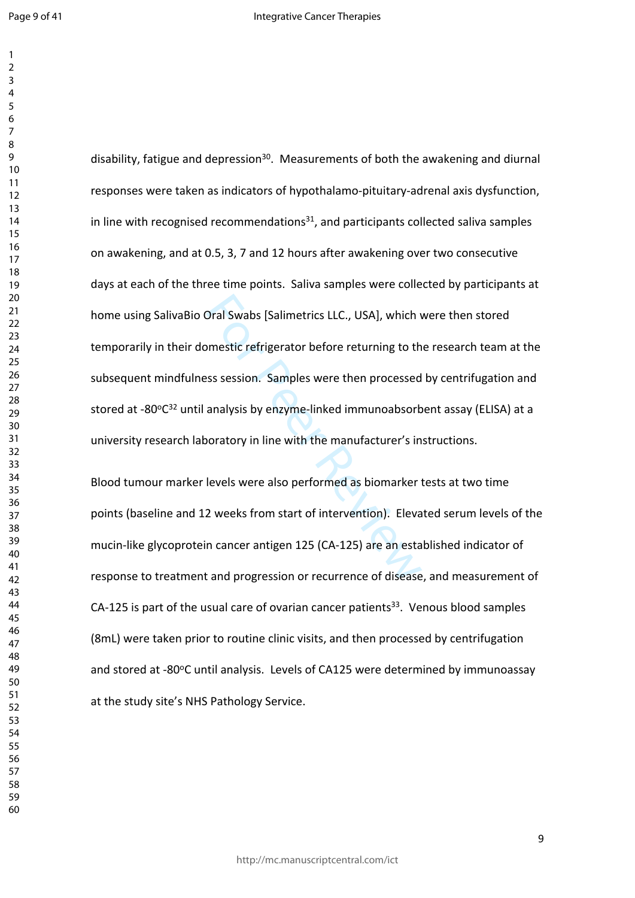disability, fatigue and depression[30]. Measurements of both the awakening and diurnal responses were taken as indicators of hypothalamo-pituitary-adrenal axis dysfunction, in line with recognised recommendations[31], and participants collected saliva samples on awakening, and at 0.5, 3, 7 and 12 hours after awakening over two consecutive days at each of the three time points. Saliva samples were collected by participants at home using SalivaBio Oral Swabs [Salimetrics LLC., USA], which were then stored temporarily in their domestic refrigerator before returning to the research team at the subsequent mindfulness session. Samples were then processed by centrifugation and stored at -80$^{o}$C[32] until analysis by enzyme-linked immunoabsorbent assay (ELISA) at a university research laboratory in line with the manufacturer's instructions.

Blood tumour marker levels were also performed as biomarker tests at two time points (baseline and 12 weeks from start of intervention). Elevated serum levels of the mucin-like glycoprotein cancer antigen 125 (CA-125) are an established indicator of response to treatment and progression or recurrence of disease, and measurement of CA-125 is part of the usual care of ovarian cancer patients[33]. Venous blood samples (8mL) were taken prior to routine clinic visits, and then processed by centrifugation and stored at -80$^{o}$C until analysis. Levels of CA125 were determined by immunoassay at the study site's NHS Pathology Service.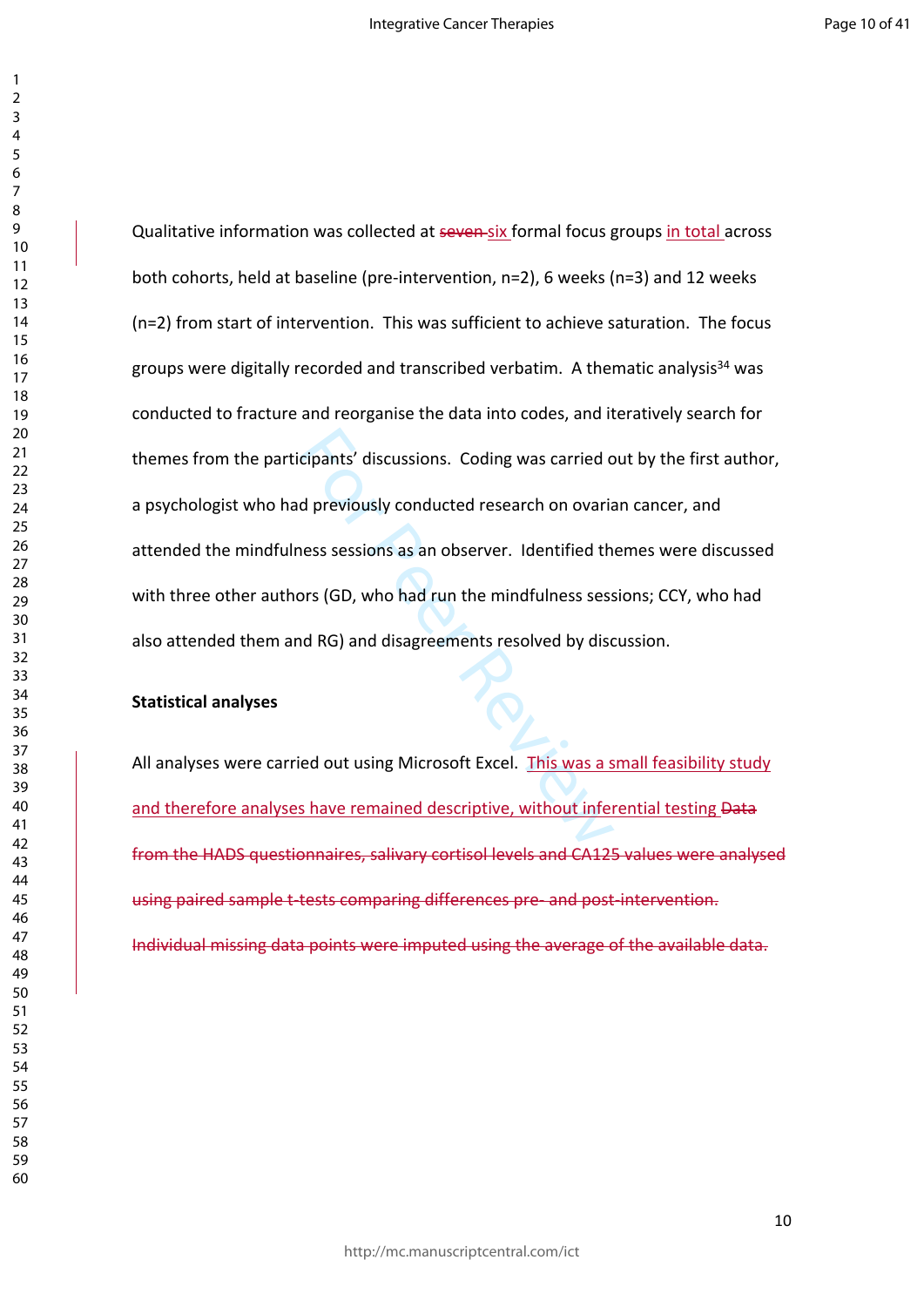Qualitative information was collected at ~~seven~~ six formal focus groups in total across both cohorts, held at baseline (pre-intervention, n=2), 6 weeks (n=3) and 12 weeks (n=2) from start of intervention. This was sufficient to achieve saturation. The focus groups were digitally recorded and transcribed verbatim. A thematic analysis[34] was conducted to fracture and reorganise the data into codes, and iteratively search for themes from the participants' discussions. Coding was carried out by the first author, a psychologist who had previously conducted research on ovarian cancer, and attended the mindfulness sessions as an observer. Identified themes were discussed with three other authors (GD, who had run the mindfulness sessions; CCY, who had also attended them and RG) and disagreements resolved by discussion.

**Statistical analyses**

All analyses were carried out using Microsoft Excel. This was a small feasibility study and therefore analyses have remained descriptive, without inferential testing ~~Data from the HADS questionnaires, salivary cortisol levels and CA125 values were analysed using paired sample t-tests comparing differences pre- and post-intervention. Individual missing data points were imputed using the average of the available data.~~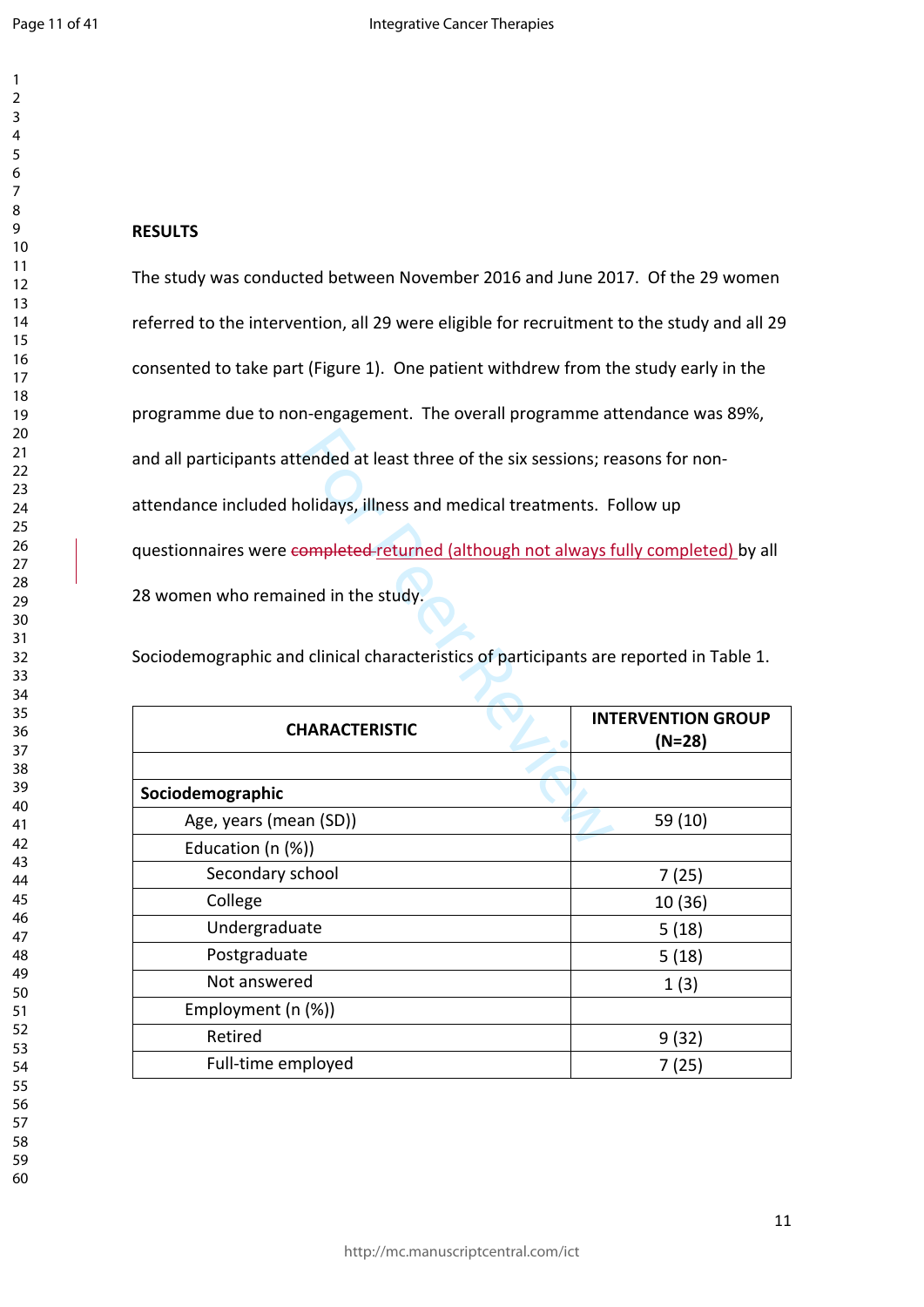**RESULTS**

The study was conducted between November 2016 and June 2017. Of the 29 women referred to the intervention, all 29 were eligible for recruitment to the study and all 29 consented to take part (Figure 1). One patient withdrew from the study early in the programme due to non-engagement. The overall programme attendance was 89%, and all participants attended at least three of the six sessions; reasons for non-attendance included holidays, illness and medical treatments. Follow up questionnaires were ~~completed~~ returned (although not always fully completed) by all 28 women who remained in the study.

Sociodemographic and clinical characteristics of participants are reported in Table 1.

| CHARACTERISTIC | INTERVENTION GROUP (N=28) |
|---|---|
| | |
| **Sociodemographic** | |
| Age, years (mean (SD)) | 59 (10) |
| Education (n (%)) | |
| Secondary school | 7 (25) |
| College | 10 (36) |
| Undergraduate | 5 (18) |
| Postgraduate | 5 (18) |
| Not answered | 1 (3) |
| Employment (n (%)) | |
| Retired | 9 (32) |
| Full-time employed | 7 (25) |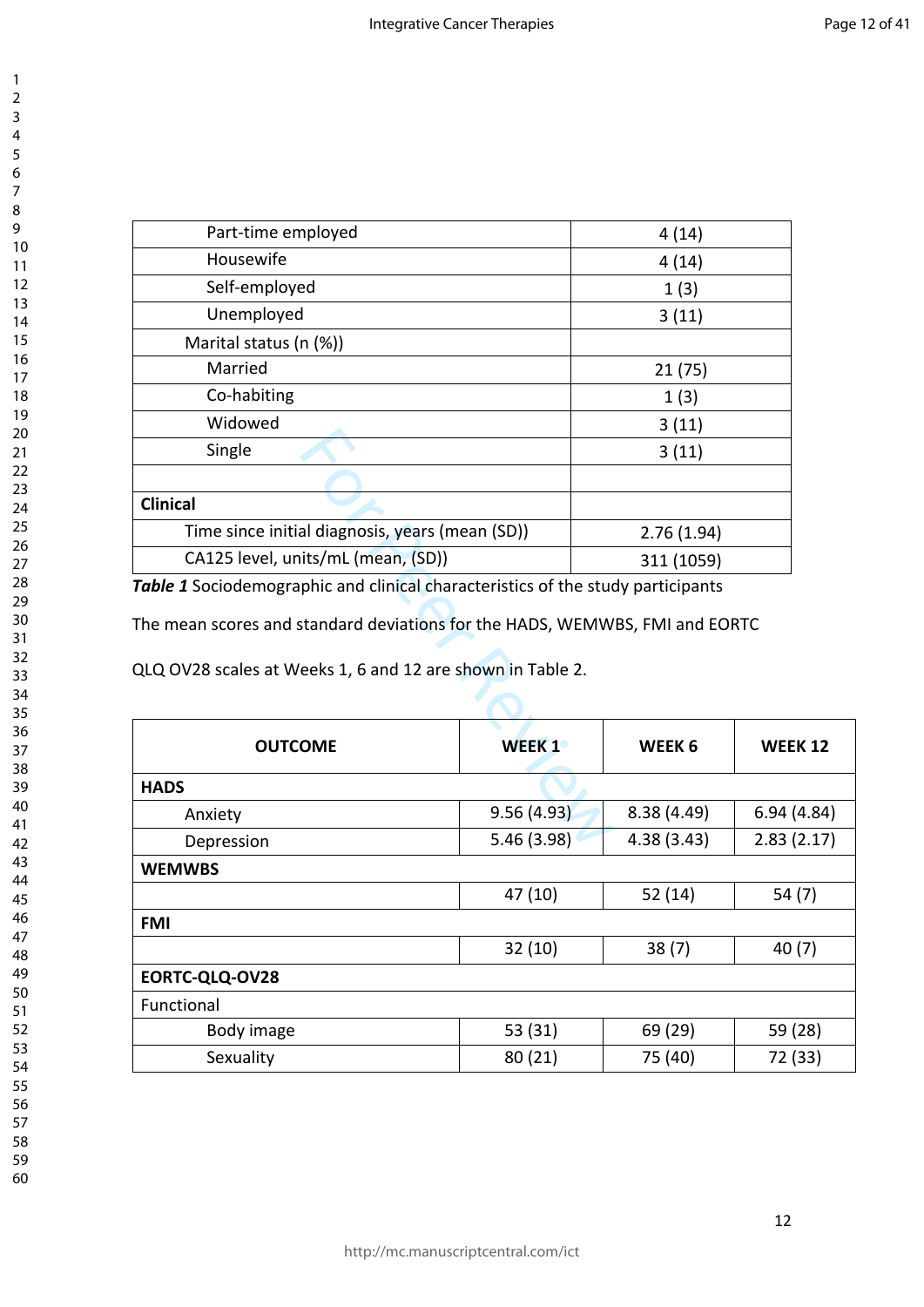| | |
|---|---|
| Part-time employed | 4 (14) |
| Housewife | 4 (14) |
| Self-employed | 1 (3) |
| Unemployed | 3 (11) |
| Marital status (n (%)) | |
| Married | 21 (75) |
| Co-habiting | 1 (3) |
| Widowed | 3 (11) |
| Single | 3 (11) |
| | |
| **Clinical** | |
| Time since initial diagnosis, years (mean (SD)) | 2.76 (1.94) |
| CA125 level, units/mL (mean, (SD)) | 311 (1059) |

***Table 1*** Sociodemographic and clinical characteristics of the study participants

The mean scores and standard deviations for the HADS, WEMWBS, FMI and EORTC QLQ OV28 scales at Weeks 1, 6 and 12 are shown in Table 2.

| OUTCOME | WEEK 1 | WEEK 6 | WEEK 12 |
|---|---|---|---|
| **HADS** | | | |
| Anxiety | 9.56 (4.93) | 8.38 (4.49) | 6.94 (4.84) |
| Depression | 5.46 (3.98) | 4.38 (3.43) | 2.83 (2.17) |
| **WEMWBS** | | | |
| | 47 (10) | 52 (14) | 54 (7) |
| **FMI** | | | |
| | 32 (10) | 38 (7) | 40 (7) |
| **EORTC-QLQ-OV28** | | | |
| Functional | | | |
| Body image | 53 (31) | 69 (29) | 59 (28) |
| Sexuality | 80 (21) | 75 (40) | 72 (33) |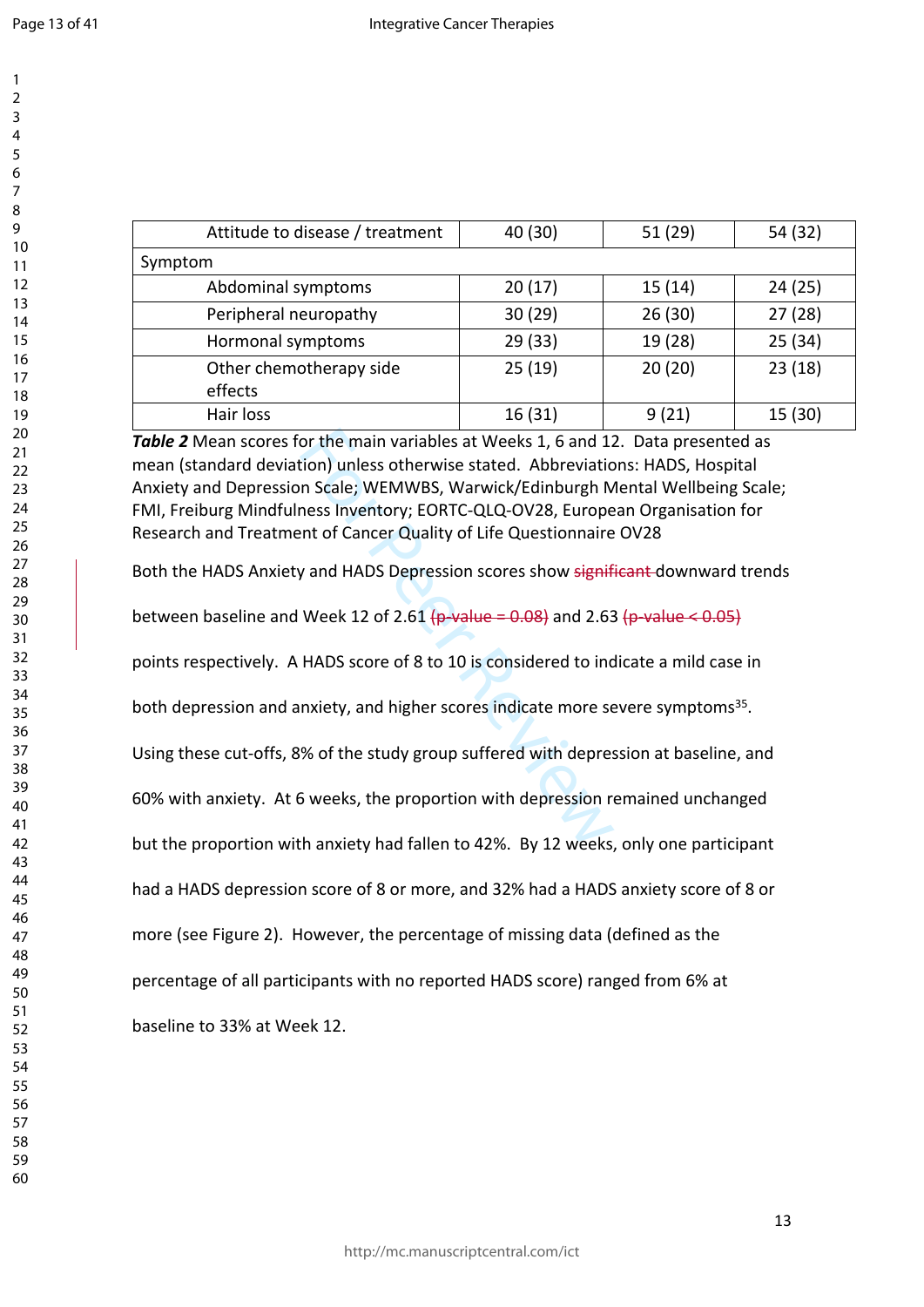| | | | |
|---|---|---|---|
| Attitude to disease / treatment | 40 (30) | 51 (29) | 54 (32) |
| Symptom | | | |
| Abdominal symptoms | 20 (17) | 15 (14) | 24 (25) |
| Peripheral neuropathy | 30 (29) | 26 (30) | 27 (28) |
| Hormonal symptoms | 29 (33) | 19 (28) | 25 (34) |
| Other chemotherapy side effects | 25 (19) | 20 (20) | 23 (18) |
| Hair loss | 16 (31) | 9 (21) | 15 (30) |

***Table 2*** Mean scores for the main variables at Weeks 1, 6 and 12. Data presented as mean (standard deviation) unless otherwise stated. Abbreviations: HADS, Hospital Anxiety and Depression Scale; WEMWBS, Warwick/Edinburgh Mental Wellbeing Scale; FMI, Freiburg Mindfulness Inventory; EORTC-QLQ-OV28, European Organisation for Research and Treatment of Cancer Quality of Life Questionnaire OV28

Both the HADS Anxiety and HADS Depression scores show ~~significant~~ downward trends between baseline and Week 12 of 2.61 ~~(p-value = 0.08)~~ and 2.63 ~~(p-value < 0.05)~~ points respectively. A HADS score of 8 to 10 is considered to indicate a mild case in both depression and anxiety, and higher scores indicate more severe symptoms[35]. Using these cut-offs, 8% of the study group suffered with depression at baseline, and 60% with anxiety. At 6 weeks, the proportion with depression remained unchanged but the proportion with anxiety had fallen to 42%. By 12 weeks, only one participant had a HADS depression score of 8 or more, and 32% had a HADS anxiety score of 8 or more (see Figure 2). However, the percentage of missing data (defined as the percentage of all participants with no reported HADS score) ranged from 6% at baseline to 33% at Week 12.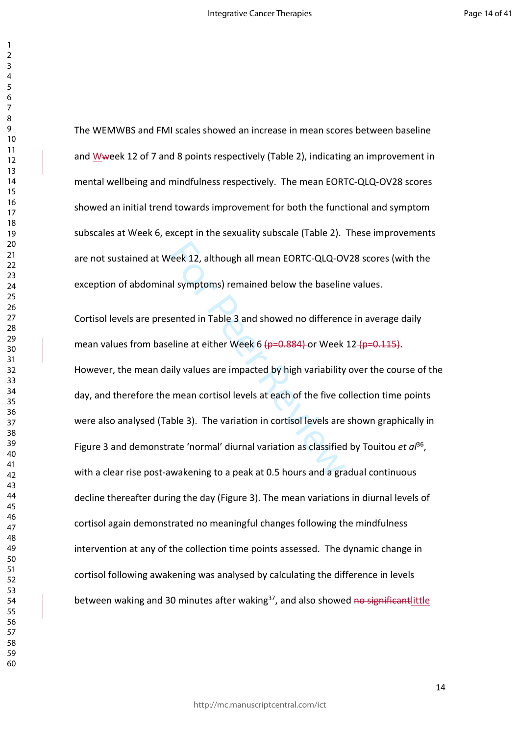The WEMWBS and FMI scales showed an increase in mean scores between baseline and Week 12 of 7 and 8 points respectively (Table 2), indicating an improvement in mental wellbeing and mindfulness respectively. The mean EORTC-QLQ-OV28 scores showed an initial trend towards improvement for both the functional and symptom subscales at Week 6, except in the sexuality subscale (Table 2). These improvements are not sustained at Week 12, although all mean EORTC-QLQ-OV28 scores (with the exception of abdominal symptoms) remained below the baseline values.

Cortisol levels are presented in Table 3 and showed no difference in average daily mean values from baseline at either Week 6 ~~(p=0.884)~~ or Week 12 ~~(p=0.115)~~. However, the mean daily values are impacted by high variability over the course of the day, and therefore the mean cortisol levels at each of the five collection time points were also analysed (Table 3). The variation in cortisol levels are shown graphically in Figure 3 and demonstrate 'normal' diurnal variation as classified by Touitou *et al*[36], with a clear rise post-awakening to a peak at 0.5 hours and a gradual continuous decline thereafter during the day (Figure 3). The mean variations in diurnal levels of cortisol again demonstrated no meaningful changes following the mindfulness intervention at any of the collection time points assessed. The dynamic change in cortisol following awakening was analysed by calculating the difference in levels between waking and 30 minutes after waking[37], and also showed ~~no significant~~little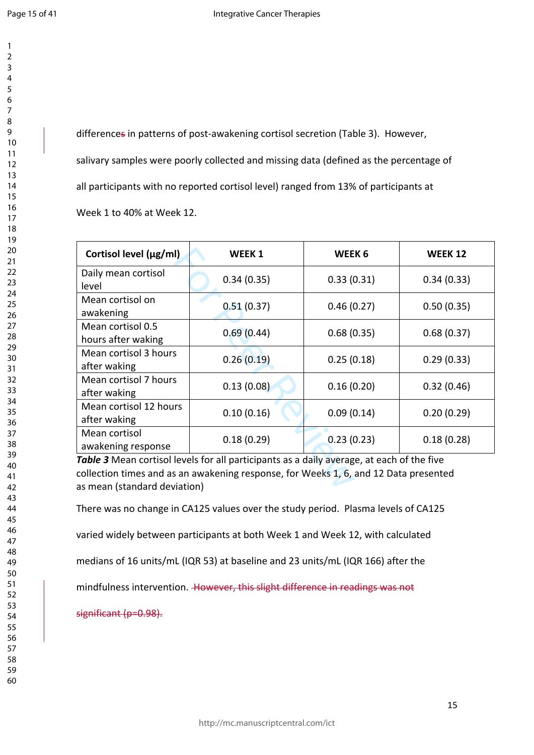differences in patterns of post-awakening cortisol secretion (Table 3). However, salivary samples were poorly collected and missing data (defined as the percentage of all participants with no reported cortisol level) ranged from 13% of participants at Week 1 to 40% at Week 12.

| Cortisol level (µg/ml) | WEEK 1 | WEEK 6 | WEEK 12 |
|---|---|---|---|
| Daily mean cortisol level | 0.34 (0.35) | 0.33 (0.31) | 0.34 (0.33) |
| Mean cortisol on awakening | 0.51 (0.37) | 0.46 (0.27) | 0.50 (0.35) |
| Mean cortisol 0.5 hours after waking | 0.69 (0.44) | 0.68 (0.35) | 0.68 (0.37) |
| Mean cortisol 3 hours after waking | 0.26 (0.19) | 0.25 (0.18) | 0.29 (0.33) |
| Mean cortisol 7 hours after waking | 0.13 (0.08) | 0.16 (0.20) | 0.32 (0.46) |
| Mean cortisol 12 hours after waking | 0.10 (0.16) | 0.09 (0.14) | 0.20 (0.29) |
| Mean cortisol awakening response | 0.18 (0.29) | 0.23 (0.23) | 0.18 (0.28) |

***Table 3*** Mean cortisol levels for all participants as a daily average, at each of the five collection times and as an awakening response, for Weeks 1, 6, and 12 Data presented as mean (standard deviation)

There was no change in CA125 values over the study period. Plasma levels of CA125 varied widely between participants at both Week 1 and Week 12, with calculated medians of 16 units/mL (IQR 53) at baseline and 23 units/mL (IQR 166) after the mindfulness intervention. ~~However, this slight difference in readings was not significant (p=0.98).~~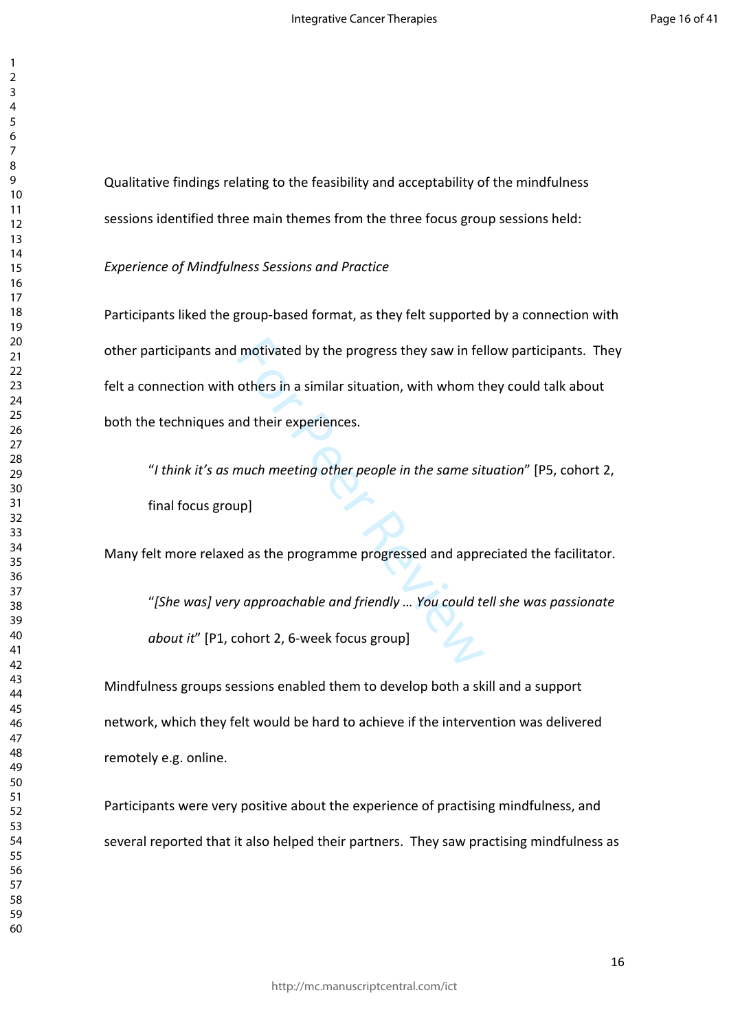Qualitative findings relating to the feasibility and acceptability of the mindfulness sessions identified three main themes from the three focus group sessions held:

*Experience of Mindfulness Sessions and Practice*

Participants liked the group-based format, as they felt supported by a connection with other participants and motivated by the progress they saw in fellow participants. They felt a connection with others in a similar situation, with whom they could talk about both the techniques and their experiences.

> "*I think it's as much meeting other people in the same situation*" [P5, cohort 2, final focus group]

Many felt more relaxed as the programme progressed and appreciated the facilitator.

> "*[She was] very approachable and friendly … You could tell she was passionate about it*" [P1, cohort 2, 6-week focus group]

Mindfulness groups sessions enabled them to develop both a skill and a support network, which they felt would be hard to achieve if the intervention was delivered remotely e.g. online.

Participants were very positive about the experience of practising mindfulness, and several reported that it also helped their partners. They saw practising mindfulness as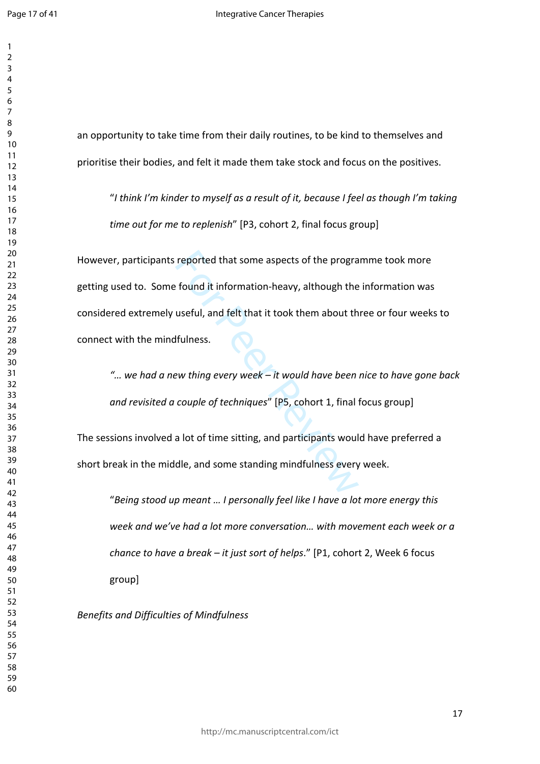an opportunity to take time from their daily routines, to be kind to themselves and prioritise their bodies, and felt it made them take stock and focus on the positives.

> "*I think I'm kinder to myself as a result of it, because I feel as though I'm taking time out for me to replenish*" [P3, cohort 2, final focus group]

However, participants reported that some aspects of the programme took more getting used to. Some found it information-heavy, although the information was considered extremely useful, and felt that it took them about three or four weeks to connect with the mindfulness.

> *"… we had a new thing every week – it would have been nice to have gone back and revisited a couple of techniques*" [P5, cohort 1, final focus group]

The sessions involved a lot of time sitting, and participants would have preferred a short break in the middle, and some standing mindfulness every week.

> "*Being stood up meant … I personally feel like I have a lot more energy this week and we've had a lot more conversation… with movement each week or a chance to have a break – it just sort of helps*." [P1, cohort 2, Week 6 focus group]

*Benefits and Difficulties of Mindfulness*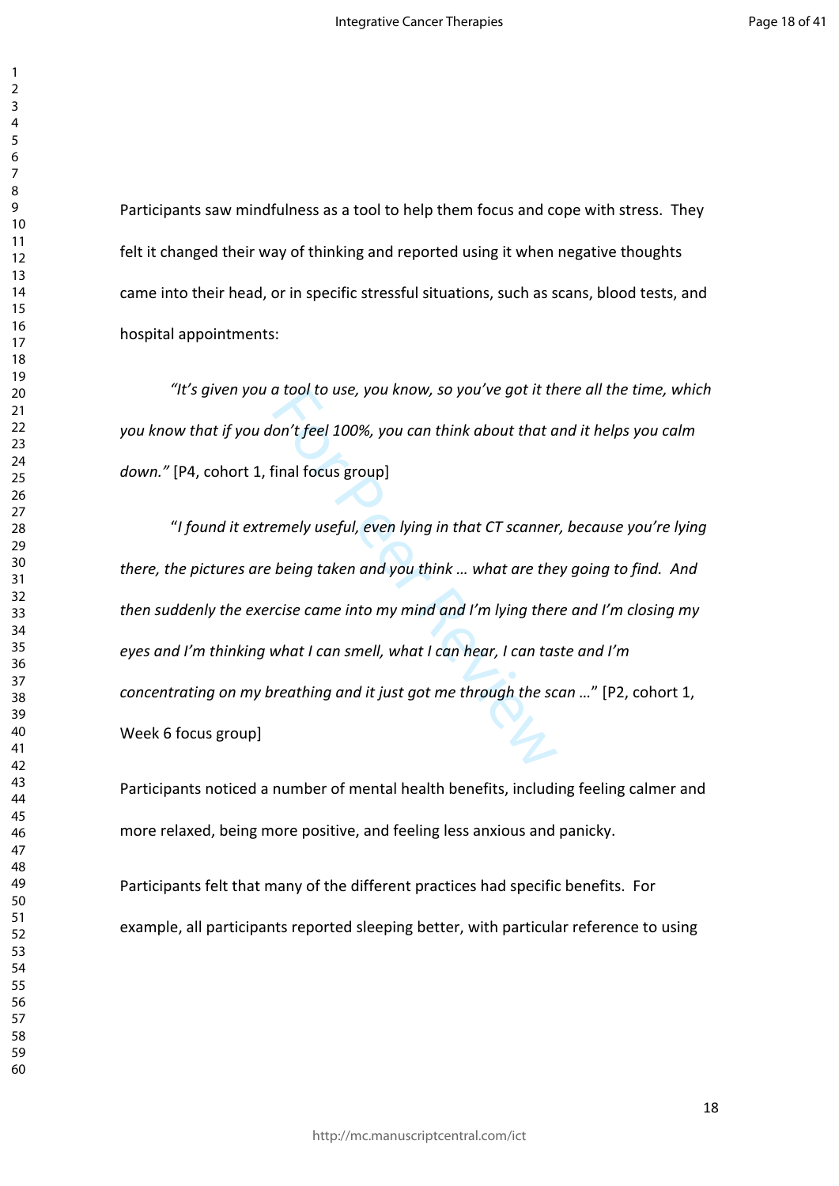Participants saw mindfulness as a tool to help them focus and cope with stress. They felt it changed their way of thinking and reported using it when negative thoughts came into their head, or in specific stressful situations, such as scans, blood tests, and hospital appointments:

*"It's given you a tool to use, you know, so you've got it there all the time, which you know that if you don't feel 100%, you can think about that and it helps you calm down."* [P4, cohort 1, final focus group]

"*I found it extremely useful, even lying in that CT scanner, because you're lying there, the pictures are being taken and you think … what are they going to find. And then suddenly the exercise came into my mind and I'm lying there and I'm closing my eyes and I'm thinking what I can smell, what I can hear, I can taste and I'm concentrating on my breathing and it just got me through the scan …*" [P2, cohort 1, Week 6 focus group]

Participants noticed a number of mental health benefits, including feeling calmer and more relaxed, being more positive, and feeling less anxious and panicky.

Participants felt that many of the different practices had specific benefits. For example, all participants reported sleeping better, with particular reference to using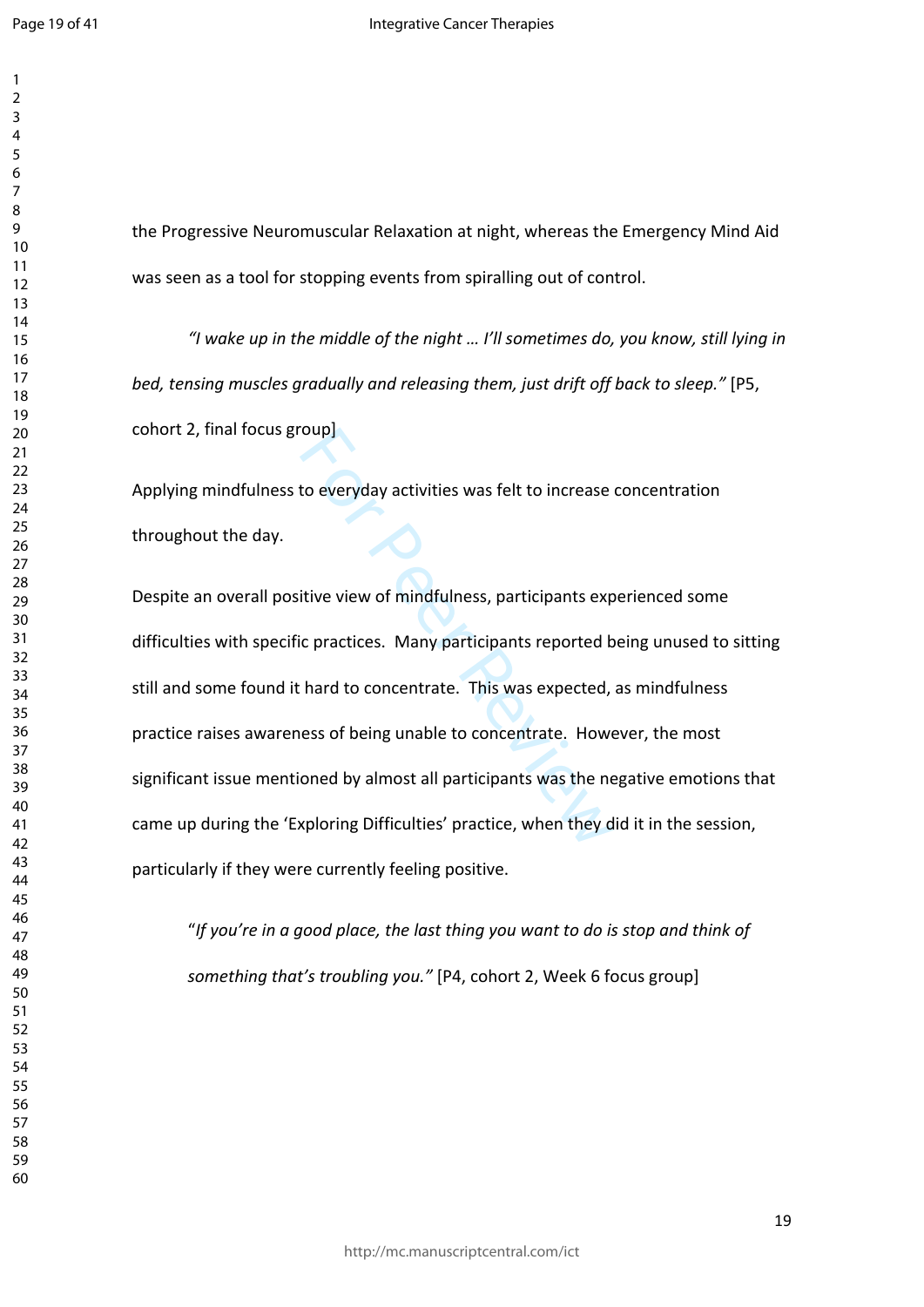the Progressive Neuromuscular Relaxation at night, whereas the Emergency Mind Aid was seen as a tool for stopping events from spiralling out of control.

> *"I wake up in the middle of the night … I'll sometimes do, you know, still lying in bed, tensing muscles gradually and releasing them, just drift off back to sleep."* [P5, cohort 2, final focus group]

Applying mindfulness to everyday activities was felt to increase concentration throughout the day.

Despite an overall positive view of mindfulness, participants experienced some difficulties with specific practices. Many participants reported being unused to sitting still and some found it hard to concentrate. This was expected, as mindfulness practice raises awareness of being unable to concentrate. However, the most significant issue mentioned by almost all participants was the negative emotions that came up during the 'Exploring Difficulties' practice, when they did it in the session, particularly if they were currently feeling positive.

> "*If you're in a good place, the last thing you want to do is stop and think of something that's troubling you."* [P4, cohort 2, Week 6 focus group]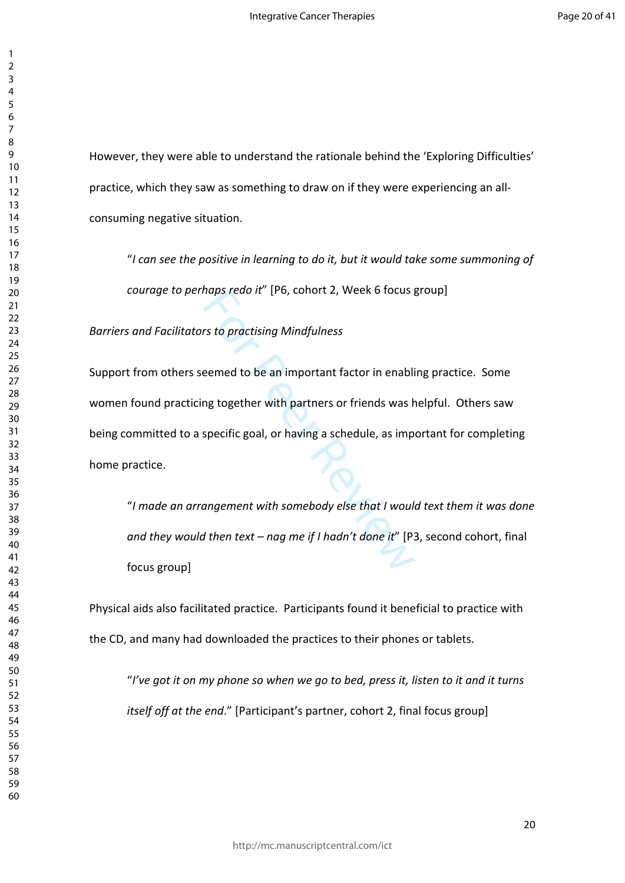However, they were able to understand the rationale behind the 'Exploring Difficulties' practice, which they saw as something to draw on if they were experiencing an all-consuming negative situation.

> "*I can see the positive in learning to do it, but it would take some summoning of courage to perhaps redo it*" [P6, cohort 2, Week 6 focus group]

*Barriers and Facilitators to practising Mindfulness*

Support from others seemed to be an important factor in enabling practice. Some women found practicing together with partners or friends was helpful. Others saw being committed to a specific goal, or having a schedule, as important for completing home practice.

> "*I made an arrangement with somebody else that I would text them it was done and they would then text – nag me if I hadn't done it*" [P3, second cohort, final focus group]

Physical aids also facilitated practice. Participants found it beneficial to practice with the CD, and many had downloaded the practices to their phones or tablets.

> "*I've got it on my phone so when we go to bed, press it, listen to it and it turns itself off at the end*." [Participant's partner, cohort 2, final focus group]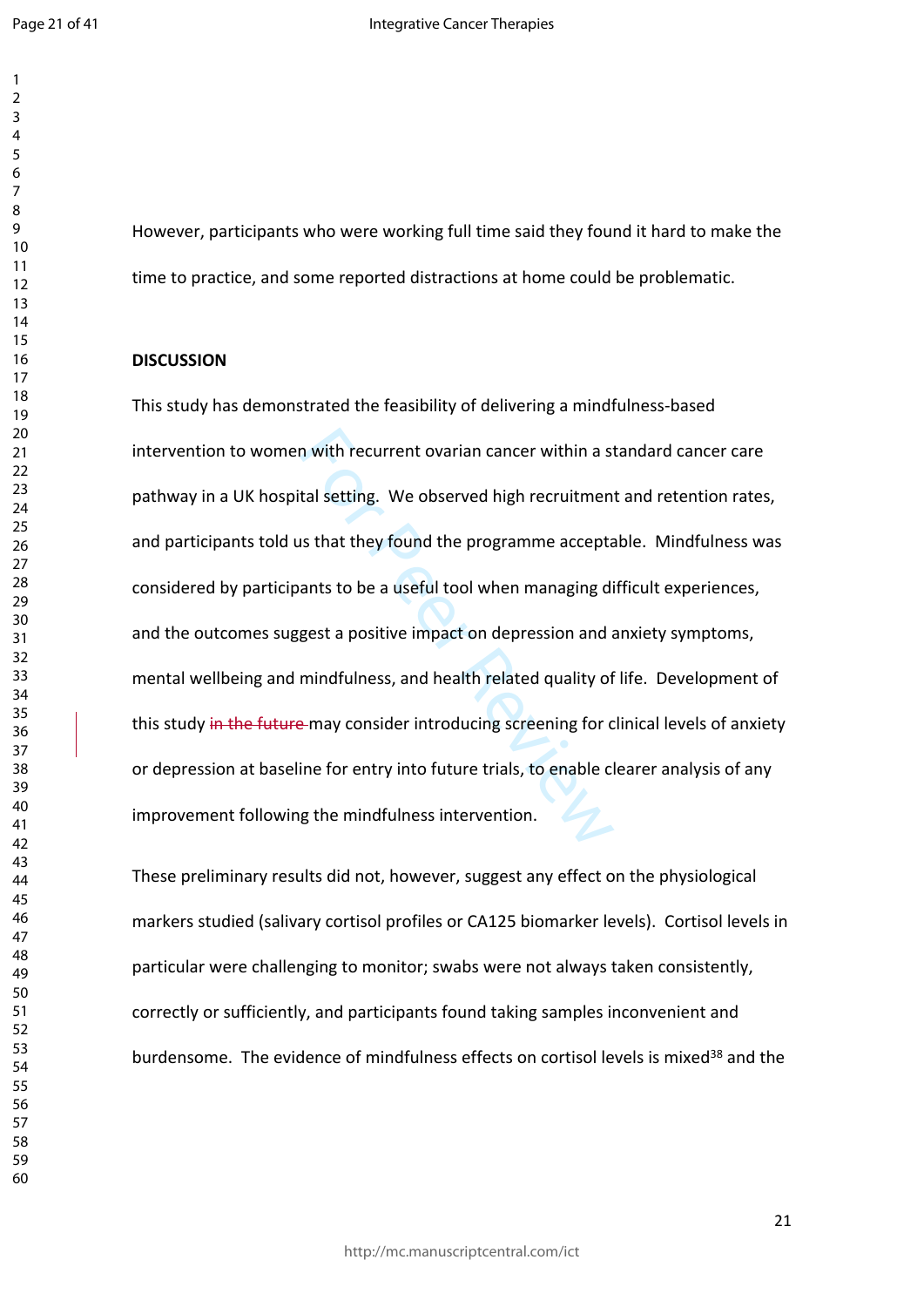However, participants who were working full time said they found it hard to make the time to practice, and some reported distractions at home could be problematic.

**DISCUSSION**

This study has demonstrated the feasibility of delivering a mindfulness-based intervention to women with recurrent ovarian cancer within a standard cancer care pathway in a UK hospital setting. We observed high recruitment and retention rates, and participants told us that they found the programme acceptable. Mindfulness was considered by participants to be a useful tool when managing difficult experiences, and the outcomes suggest a positive impact on depression and anxiety symptoms, mental wellbeing and mindfulness, and health related quality of life. Development of this study ~~in the future~~ may consider introducing screening for clinical levels of anxiety or depression at baseline for entry into future trials, to enable clearer analysis of any improvement following the mindfulness intervention.

These preliminary results did not, however, suggest any effect on the physiological markers studied (salivary cortisol profiles or CA125 biomarker levels). Cortisol levels in particular were challenging to monitor; swabs were not always taken consistently, correctly or sufficiently, and participants found taking samples inconvenient and burdensome. The evidence of mindfulness effects on cortisol levels is mixed[38] and the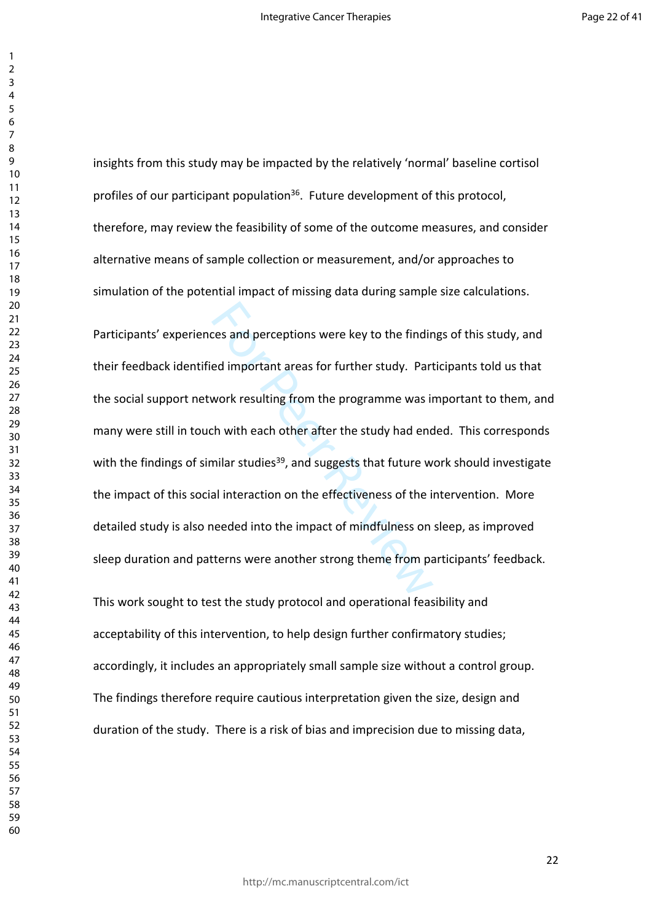insights from this study may be impacted by the relatively 'normal' baseline cortisol profiles of our participant population[36]. Future development of this protocol, therefore, may review the feasibility of some of the outcome measures, and consider alternative means of sample collection or measurement, and/or approaches to simulation of the potential impact of missing data during sample size calculations.

Participants' experiences and perceptions were key to the findings of this study, and their feedback identified important areas for further study. Participants told us that the social support network resulting from the programme was important to them, and many were still in touch with each other after the study had ended. This corresponds with the findings of similar studies[39], and suggests that future work should investigate the impact of this social interaction on the effectiveness of the intervention. More detailed study is also needed into the impact of mindfulness on sleep, as improved sleep duration and patterns were another strong theme from participants' feedback.

This work sought to test the study protocol and operational feasibility and acceptability of this intervention, to help design further confirmatory studies; accordingly, it includes an appropriately small sample size without a control group. The findings therefore require cautious interpretation given the size, design and duration of the study. There is a risk of bias and imprecision due to missing data,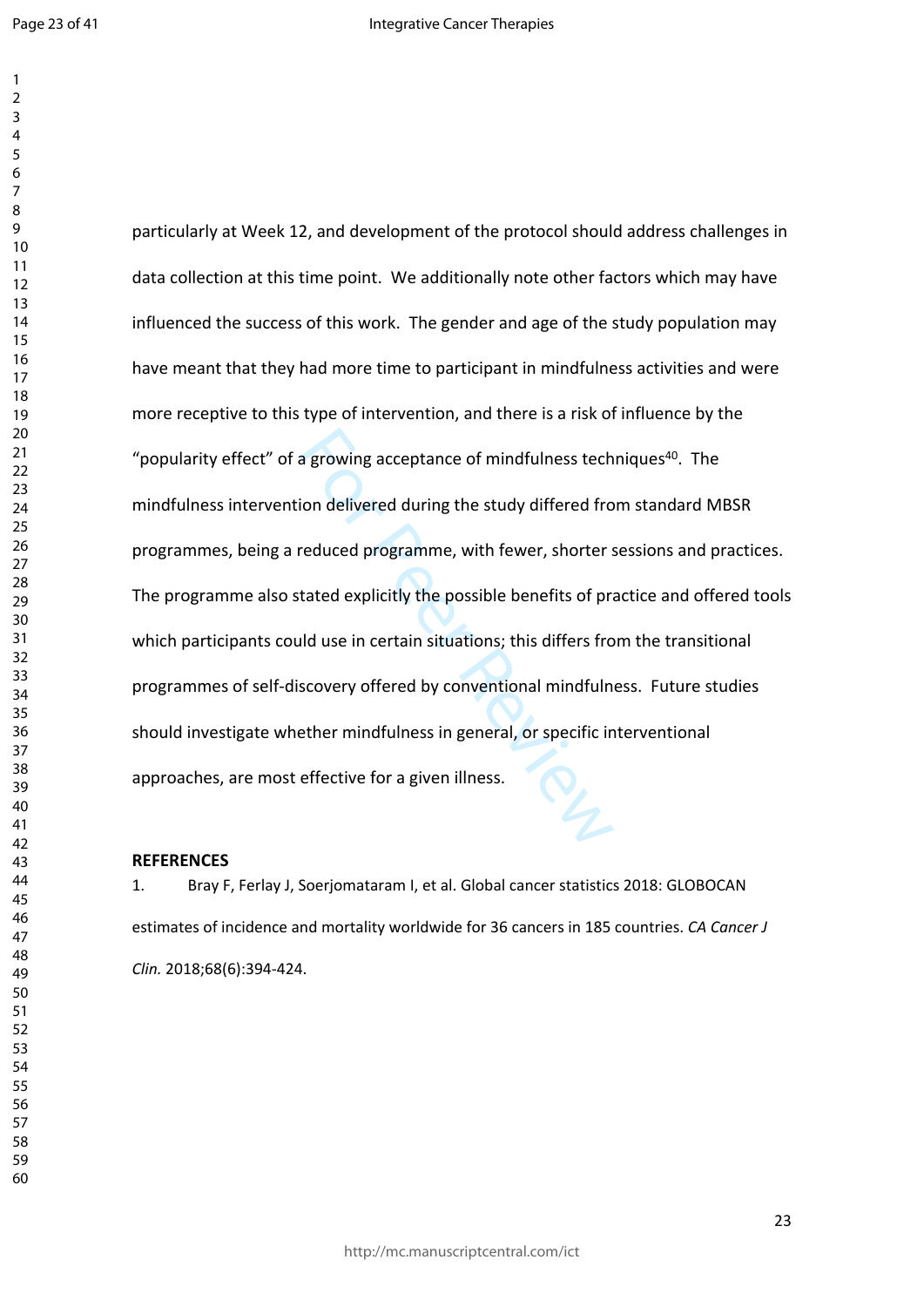particularly at Week 12, and development of the protocol should address challenges in data collection at this time point. We additionally note other factors which may have influenced the success of this work. The gender and age of the study population may have meant that they had more time to participant in mindfulness activities and were more receptive to this type of intervention, and there is a risk of influence by the "popularity effect" of a growing acceptance of mindfulness techniques[40]. The mindfulness intervention delivered during the study differed from standard MBSR programmes, being a reduced programme, with fewer, shorter sessions and practices. The programme also stated explicitly the possible benefits of practice and offered tools which participants could use in certain situations; this differs from the transitional programmes of self-discovery offered by conventional mindfulness. Future studies should investigate whether mindfulness in general, or specific interventional approaches, are most effective for a given illness.

**REFERENCES**

1. Bray F, Ferlay J, Soerjomataram I, et al. Global cancer statistics 2018: GLOBOCAN estimates of incidence and mortality worldwide for 36 cancers in 185 countries. *CA Cancer J Clin.* 2018;68(6):394-424.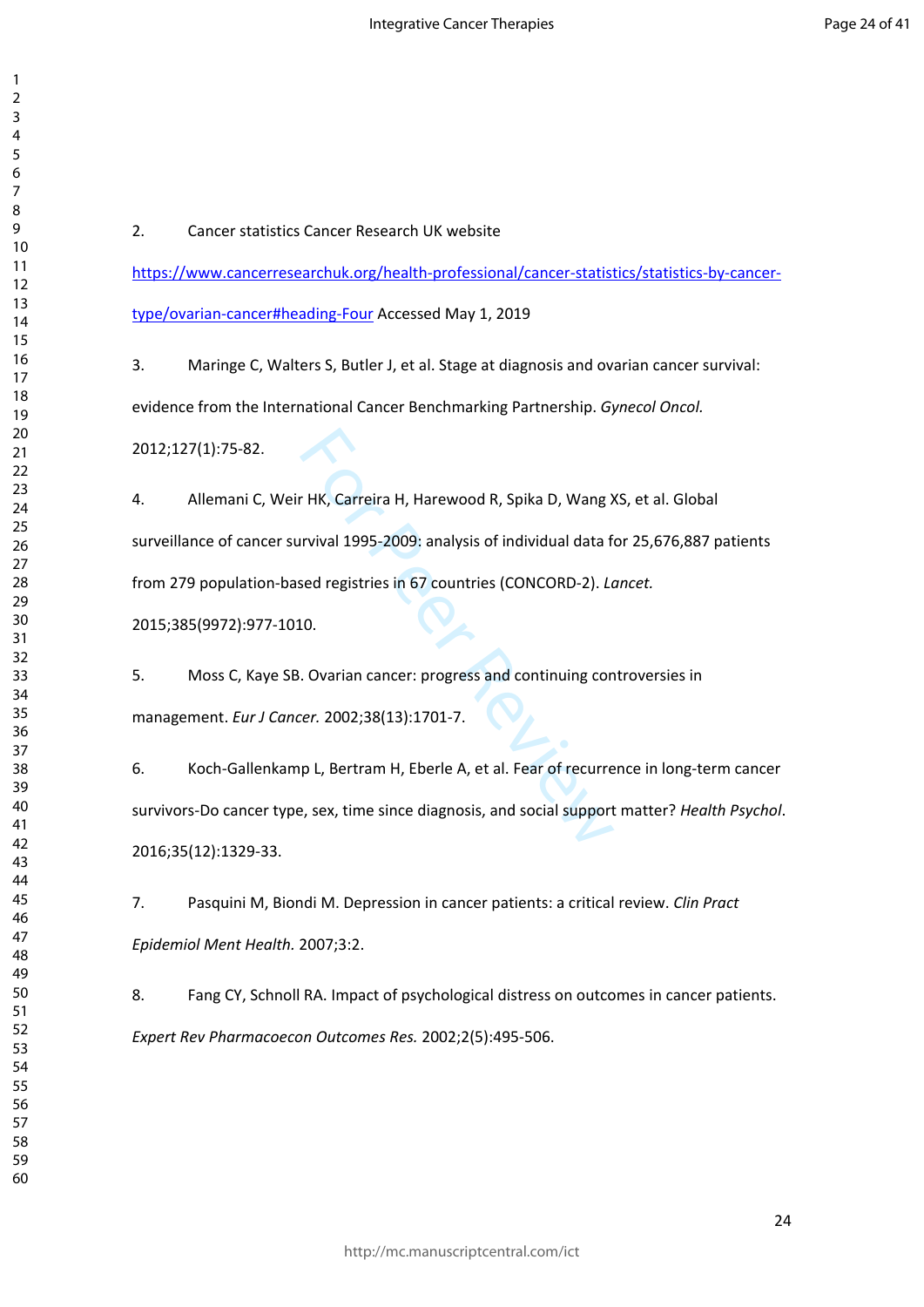2. Cancer statistics Cancer Research UK website https://www.cancerresearchuk.org/health-professional/cancer-statistics/statistics-by-cancer-type/ovarian-cancer#heading-Four Accessed May 1, 2019

3. Maringe C, Walters S, Butler J, et al. Stage at diagnosis and ovarian cancer survival: evidence from the International Cancer Benchmarking Partnership. *Gynecol Oncol.* 2012;127(1):75-82.

4. Allemani C, Weir HK, Carreira H, Harewood R, Spika D, Wang XS, et al. Global surveillance of cancer survival 1995-2009: analysis of individual data for 25,676,887 patients from 279 population-based registries in 67 countries (CONCORD-2). *Lancet.* 2015;385(9972):977-1010.

5. Moss C, Kaye SB. Ovarian cancer: progress and continuing controversies in management. *Eur J Cancer.* 2002;38(13):1701-7.

6. Koch-Gallenkamp L, Bertram H, Eberle A, et al. Fear of recurrence in long-term cancer survivors-Do cancer type, sex, time since diagnosis, and social support matter? *Health Psychol*. 2016;35(12):1329-33.

7. Pasquini M, Biondi M. Depression in cancer patients: a critical review. *Clin Pract Epidemiol Ment Health.* 2007;3:2.

8. Fang CY, Schnoll RA. Impact of psychological distress on outcomes in cancer patients. *Expert Rev Pharmacoecon Outcomes Res.* 2002;2(5):495-506.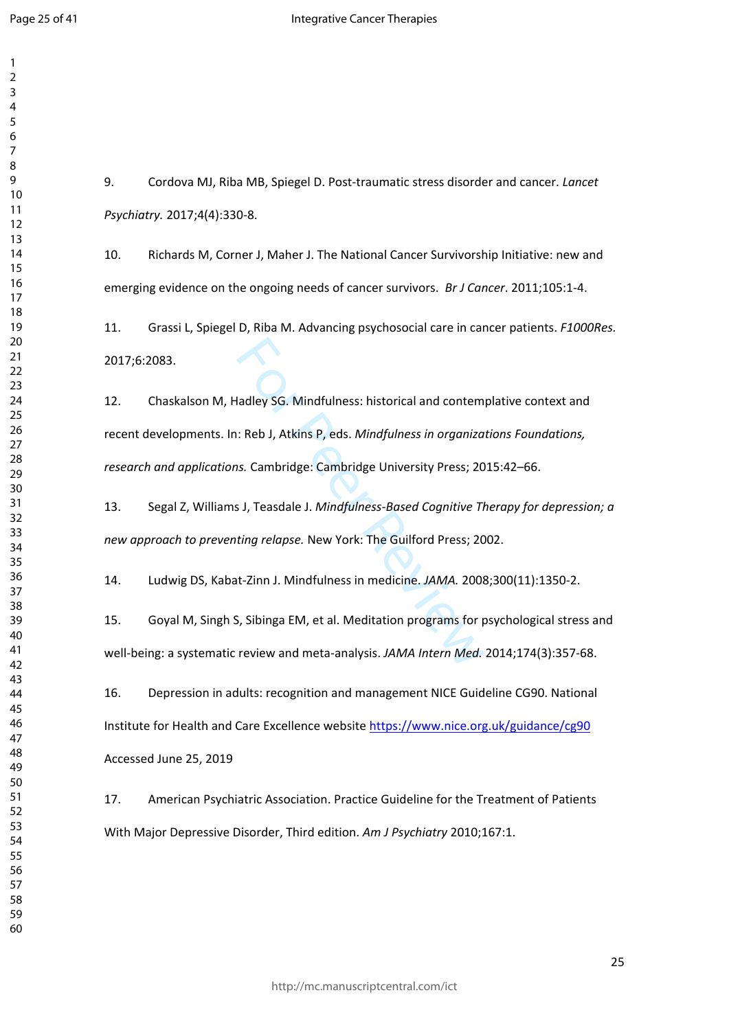9. Cordova MJ, Riba MB, Spiegel D. Post-traumatic stress disorder and cancer. *Lancet Psychiatry.* 2017;4(4):330-8.

10. Richards M, Corner J, Maher J. The National Cancer Survivorship Initiative: new and emerging evidence on the ongoing needs of cancer survivors. *Br J Cancer*. 2011;105:1-4.

11. Grassi L, Spiegel D, Riba M. Advancing psychosocial care in cancer patients. *F1000Res.* 2017;6:2083.

12. Chaskalson M, Hadley SG. Mindfulness: historical and contemplative context and recent developments. In: Reb J, Atkins P, eds. *Mindfulness in organizations Foundations, research and applications.* Cambridge: Cambridge University Press; 2015:42–66.

13. Segal Z, Williams J, Teasdale J. *Mindfulness-Based Cognitive Therapy for depression; a new approach to preventing relapse.* New York: The Guilford Press; 2002.

14. Ludwig DS, Kabat-Zinn J. Mindfulness in medicine. *JAMA.* 2008;300(11):1350-2.

15. Goyal M, Singh S, Sibinga EM, et al. Meditation programs for psychological stress and well-being: a systematic review and meta-analysis. *JAMA Intern Med.* 2014;174(3):357-68.

16. Depression in adults: recognition and management NICE Guideline CG90. National Institute for Health and Care Excellence website https://www.nice.org.uk/guidance/cg90 Accessed June 25, 2019

17. American Psychiatric Association. Practice Guideline for the Treatment of Patients With Major Depressive Disorder, Third edition. *Am J Psychiatry* 2010;167:1.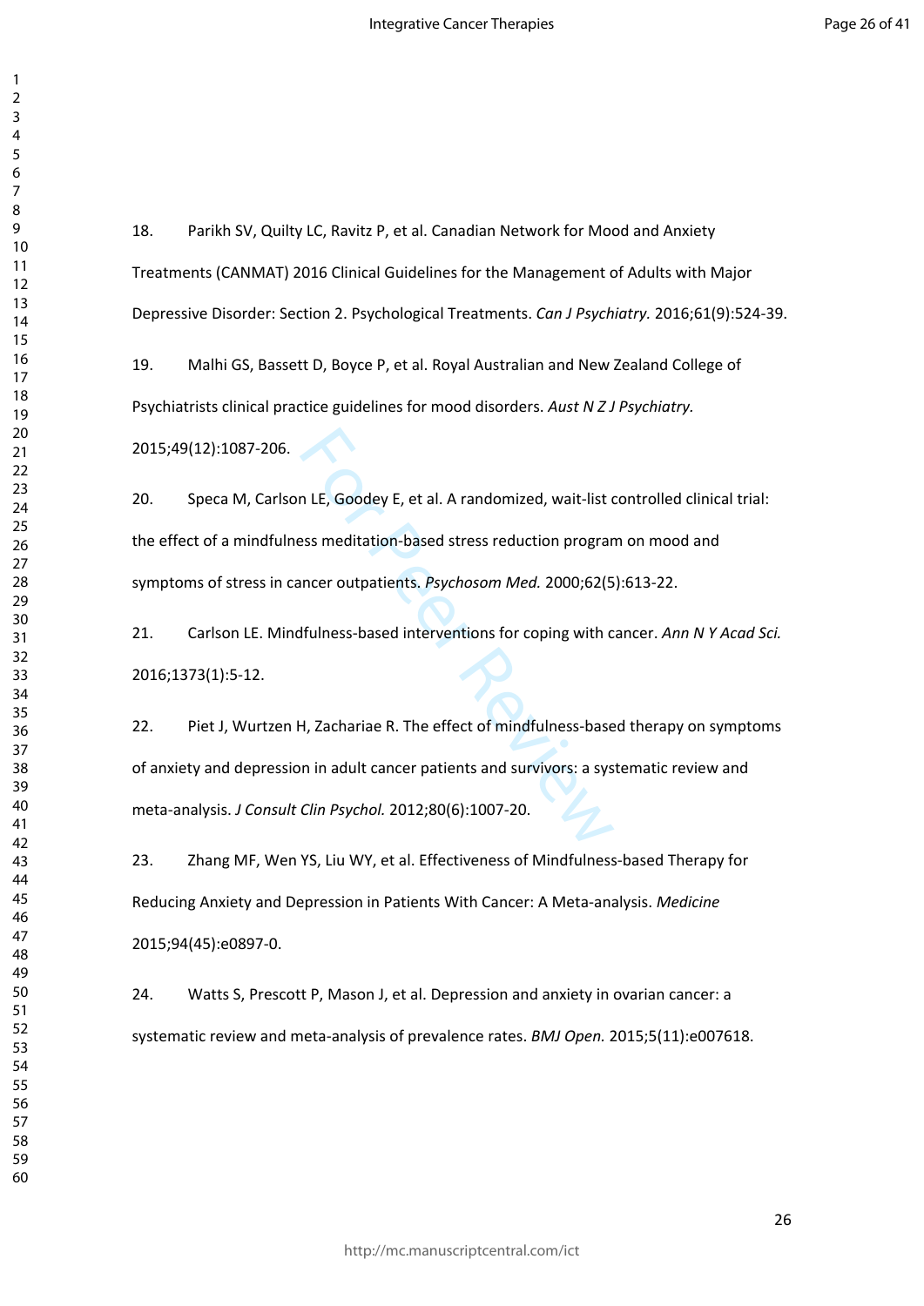18. Parikh SV, Quilty LC, Ravitz P, et al. Canadian Network for Mood and Anxiety Treatments (CANMAT) 2016 Clinical Guidelines for the Management of Adults with Major Depressive Disorder: Section 2. Psychological Treatments. *Can J Psychiatry.* 2016;61(9):524-39.

19. Malhi GS, Bassett D, Boyce P, et al. Royal Australian and New Zealand College of Psychiatrists clinical practice guidelines for mood disorders. *Aust N Z J Psychiatry.* 2015;49(12):1087-206.

20. Speca M, Carlson LE, Goodey E, et al. A randomized, wait-list controlled clinical trial: the effect of a mindfulness meditation-based stress reduction program on mood and symptoms of stress in cancer outpatients. *Psychosom Med.* 2000;62(5):613-22.

21. Carlson LE. Mindfulness-based interventions for coping with cancer. *Ann N Y Acad Sci.* 2016;1373(1):5-12.

22. Piet J, Wurtzen H, Zachariae R. The effect of mindfulness-based therapy on symptoms of anxiety and depression in adult cancer patients and survivors: a systematic review and meta-analysis. *J Consult Clin Psychol.* 2012;80(6):1007-20.

23. Zhang MF, Wen YS, Liu WY, et al. Effectiveness of Mindfulness-based Therapy for Reducing Anxiety and Depression in Patients With Cancer: A Meta-analysis. *Medicine* 2015;94(45):e0897-0.

24. Watts S, Prescott P, Mason J, et al. Depression and anxiety in ovarian cancer: a systematic review and meta-analysis of prevalence rates. *BMJ Open.* 2015;5(11):e007618.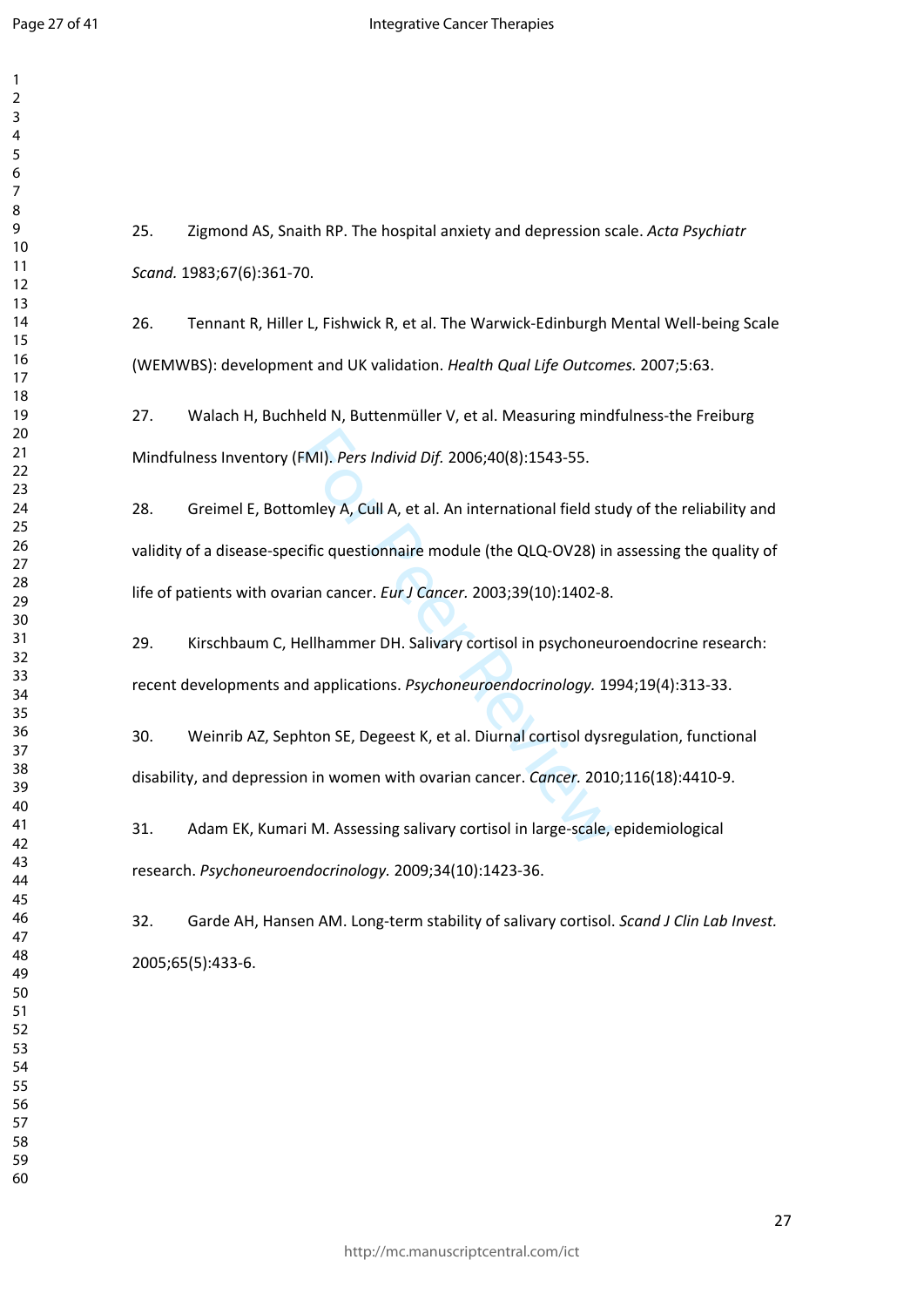25. Zigmond AS, Snaith RP. The hospital anxiety and depression scale. *Acta Psychiatr Scand.* 1983;67(6):361-70.

26. Tennant R, Hiller L, Fishwick R, et al. The Warwick-Edinburgh Mental Well-being Scale (WEMWBS): development and UK validation. *Health Qual Life Outcomes.* 2007;5:63.

27. Walach H, Buchheld N, Buttenmüller V, et al. Measuring mindfulness-the Freiburg Mindfulness Inventory (FMI). *Pers Individ Dif.* 2006;40(8):1543-55.

28. Greimel E, Bottomley A, Cull A, et al. An international field study of the reliability and validity of a disease-specific questionnaire module (the QLQ-OV28) in assessing the quality of life of patients with ovarian cancer. *Eur J Cancer.* 2003;39(10):1402-8.

29. Kirschbaum C, Hellhammer DH. Salivary cortisol in psychoneuroendocrine research: recent developments and applications. *Psychoneuroendocrinology.* 1994;19(4):313-33.

30. Weinrib AZ, Sephton SE, Degeest K, et al. Diurnal cortisol dysregulation, functional disability, and depression in women with ovarian cancer. *Cancer.* 2010;116(18):4410-9.

31. Adam EK, Kumari M. Assessing salivary cortisol in large-scale, epidemiological research. *Psychoneuroendocrinology.* 2009;34(10):1423-36.

32. Garde AH, Hansen AM. Long-term stability of salivary cortisol. *Scand J Clin Lab Invest.* 2005;65(5):433-6.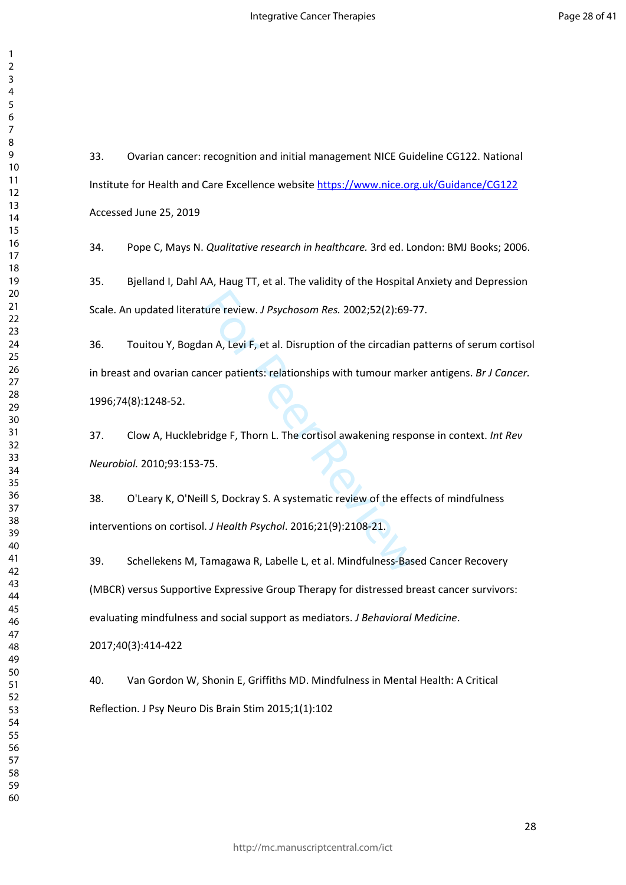33. Ovarian cancer: recognition and initial management NICE Guideline CG122. National Institute for Health and Care Excellence website https://www.nice.org.uk/Guidance/CG122 Accessed June 25, 2019

34. Pope C, Mays N. *Qualitative research in healthcare.* 3rd ed. London: BMJ Books; 2006.

35. Bjelland I, Dahl AA, Haug TT, et al. The validity of the Hospital Anxiety and Depression Scale. An updated literature review. *J Psychosom Res.* 2002;52(2):69-77.

36. Touitou Y, Bogdan A, Levi F, et al. Disruption of the circadian patterns of serum cortisol in breast and ovarian cancer patients: relationships with tumour marker antigens. *Br J Cancer.* 1996;74(8):1248-52.

37. Clow A, Hucklebridge F, Thorn L. The cortisol awakening response in context. *Int Rev Neurobiol.* 2010;93:153-75.

38. O'Leary K, O'Neill S, Dockray S. A systematic review of the effects of mindfulness interventions on cortisol. *J Health Psychol*. 2016;21(9):2108-21.

39. Schellekens M, Tamagawa R, Labelle L, et al. Mindfulness-Based Cancer Recovery (MBCR) versus Supportive Expressive Group Therapy for distressed breast cancer survivors: evaluating mindfulness and social support as mediators. *J Behavioral Medicine*. 2017;40(3):414-422

40. Van Gordon W, Shonin E, Griffiths MD. Mindfulness in Mental Health: A Critical Reflection. J Psy Neuro Dis Brain Stim 2015;1(1):102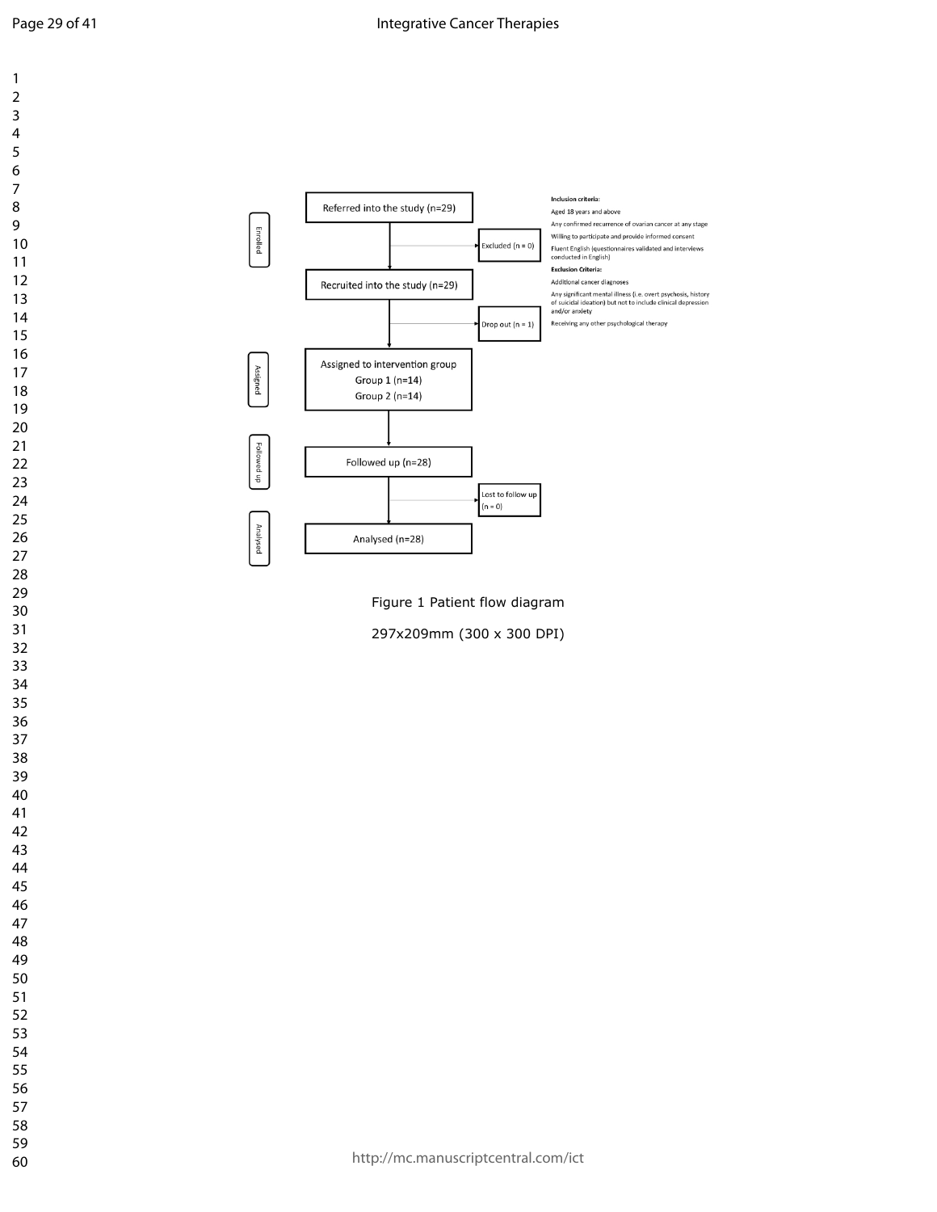Enrolled

Referred into the study (n=29)

Excluded (n = 0)

Recruited into the study (n=29)

Drop out (n = 1)

Assigned

Assigned to intervention group
Group 1 (n=14)
Group 2 (n=14)

Followed up

Followed up (n=28)

Lost to follow up (n = 0)

Analysed

Analysed (n=28)

**Inclusion criteria:**

Aged 18 years and above

Any confirmed recurrence of ovarian cancer at any stage

Willing to participate and provide informed consent

Fluent English (questionnaires validated and interviews conducted in English)

**Exclusion Criteria:**

Additional cancer diagnoses

Any significant mental illness (i.e. overt psychosis, history of suicidal ideation) but not to include clinical depression and/or anxiety

Receiving any other psychological therapy

Figure 1 Patient flow diagram

297x209mm (300 x 300 DPI)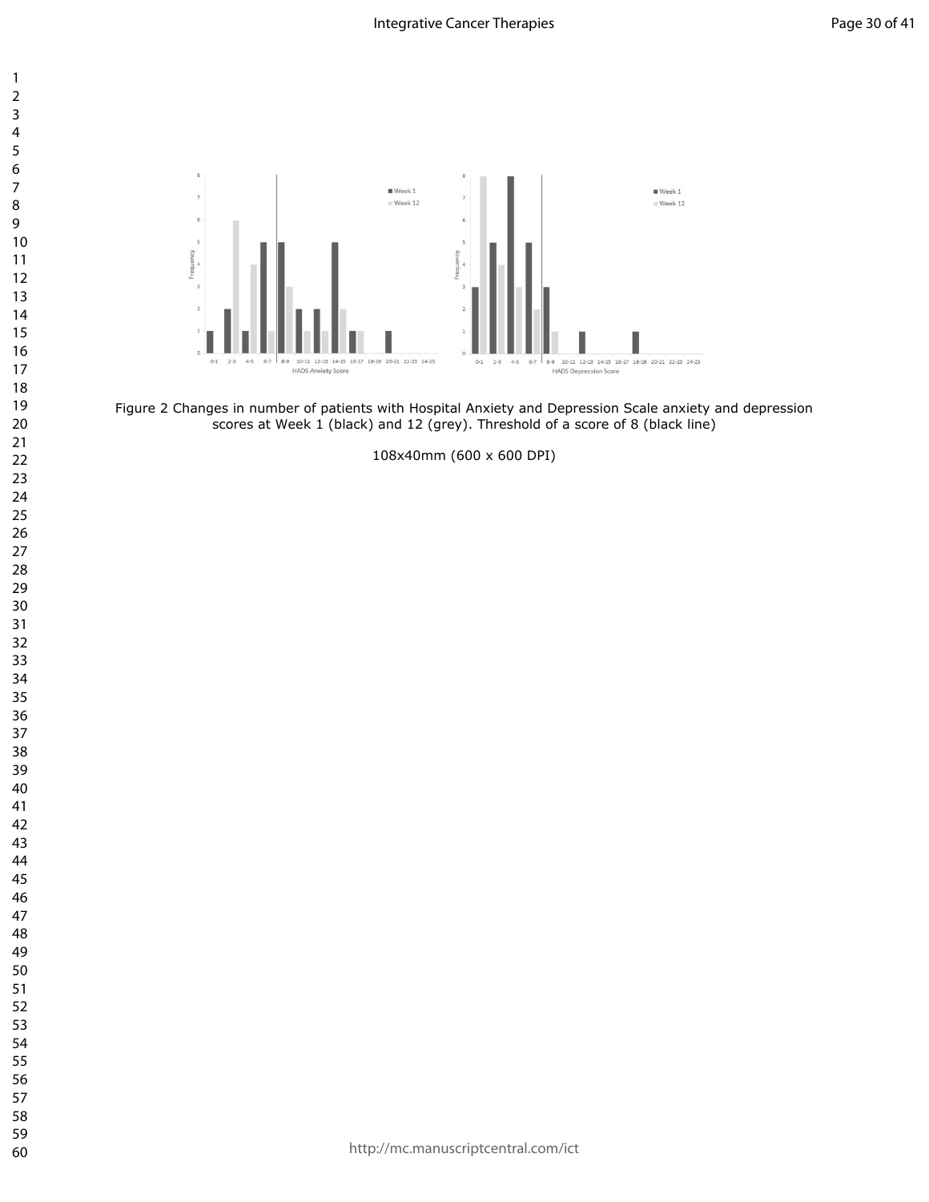Figure 2 Changes in number of patients with Hospital Anxiety and Depression Scale anxiety and depression scores at Week 1 (black) and 12 (grey). Threshold of a score of 8 (black line)

108x40mm (600 x 600 DPI)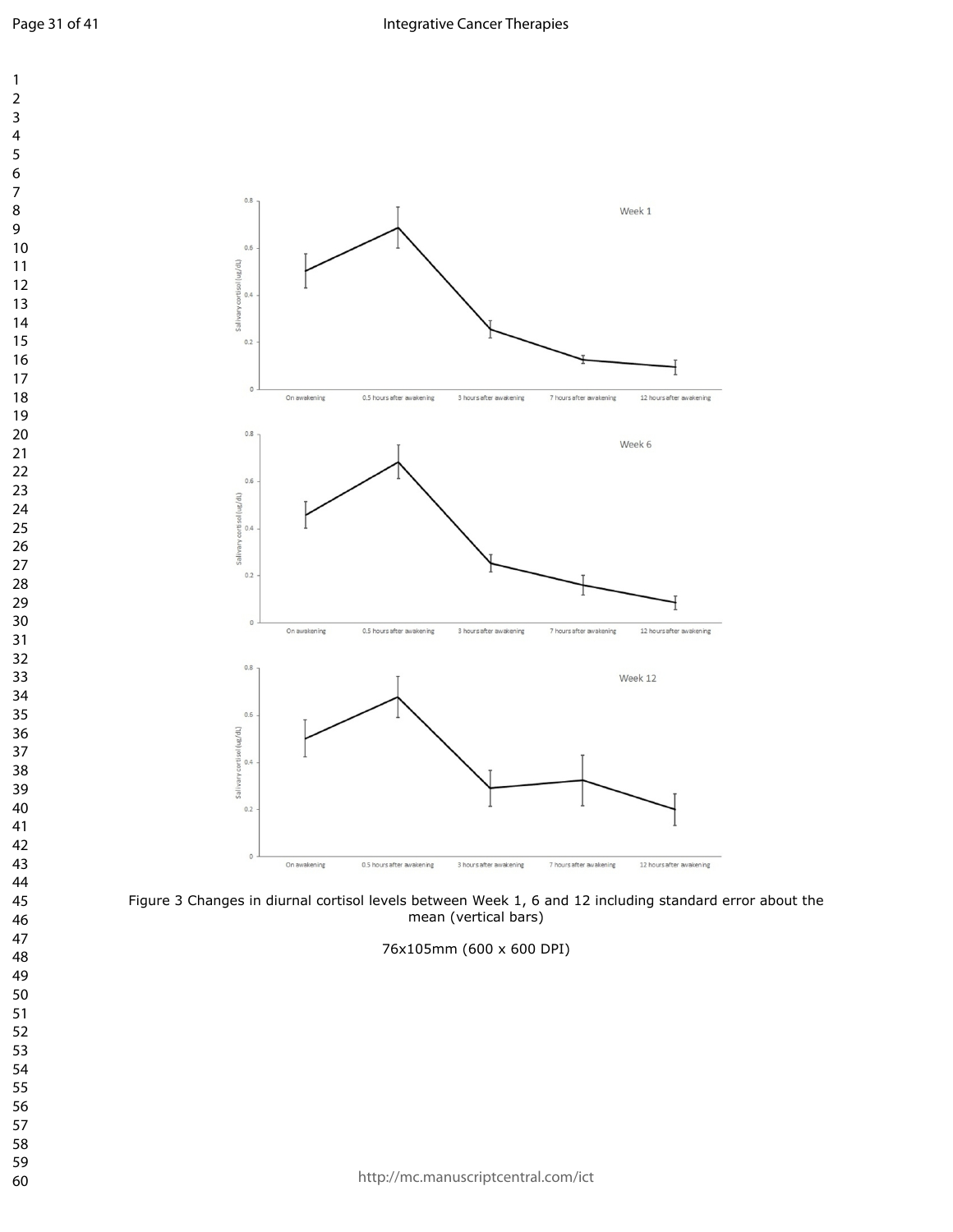Figure 3 Changes in diurnal cortisol levels between Week 1, 6 and 12 including standard error about the mean (vertical bars)

76x105mm (600 x 600 DPI)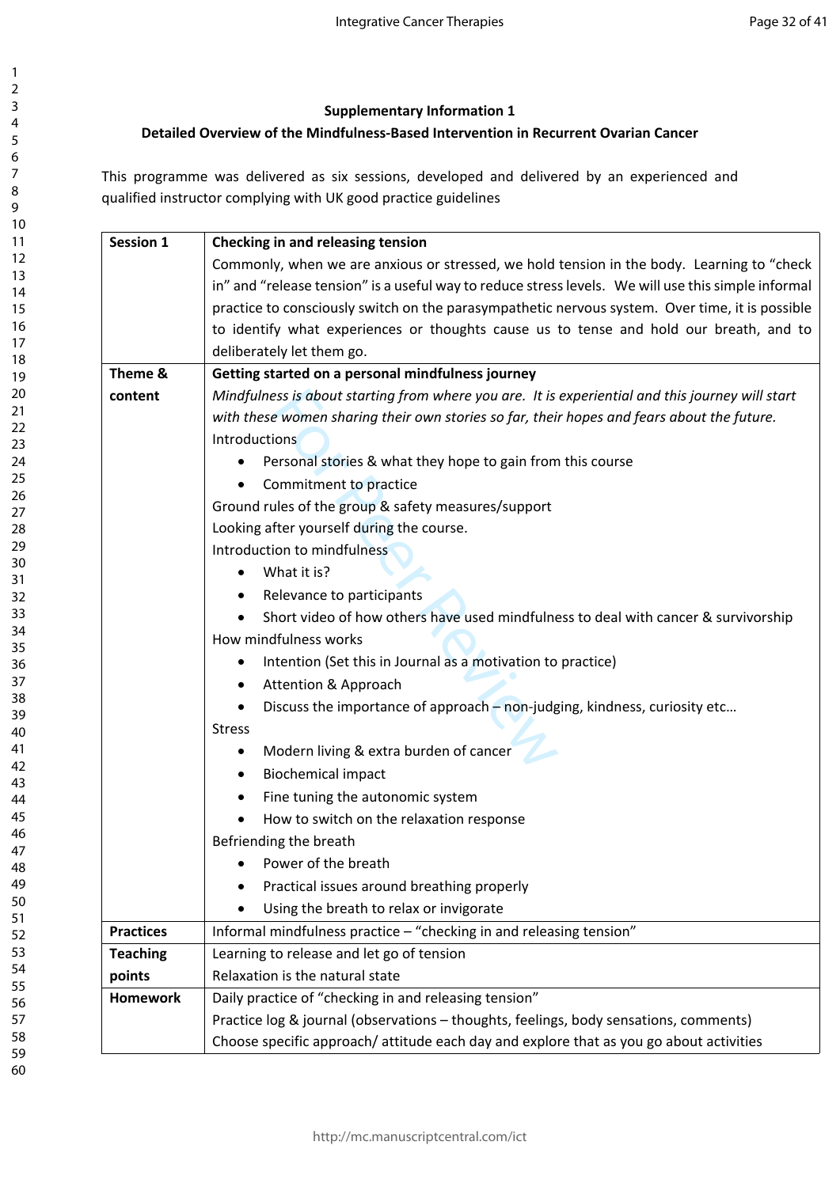**Supplementary Information 1**

**Detailed Overview of the Mindfulness-Based Intervention in Recurrent Ovarian Cancer**

This programme was delivered as six sessions, developed and delivered by an experienced and qualified instructor complying with UK good practice guidelines

| **Session 1** | **Checking in and releasing tension**<br>Commonly, when we are anxious or stressed, we hold tension in the body. Learning to "check in" and "release tension" is a useful way to reduce stress levels. We will use this simple informal practice to consciously switch on the parasympathetic nervous system. Over time, it is possible to identify what experiences or thoughts cause us to tense and hold our breath, and to deliberately let them go. |
|---|---|
| **Theme & content** | **Getting started on a personal mindfulness journey**<br>*Mindfulness is about starting from where you are. It is experiential and this journey will start with these women sharing their own stories so far, their hopes and fears about the future.*<br>Introductions<br>• Personal stories & what they hope to gain from this course<br>• Commitment to practice<br>Ground rules of the group & safety measures/support<br>Looking after yourself during the course.<br>Introduction to mindfulness<br>• What it is?<br>• Relevance to participants<br>• Short video of how others have used mindfulness to deal with cancer & survivorship<br>How mindfulness works<br>• Intention (Set this in Journal as a motivation to practice)<br>• Attention & Approach<br>• Discuss the importance of approach – non-judging, kindness, curiosity etc…<br>Stress<br>• Modern living & extra burden of cancer<br>• Biochemical impact<br>• Fine tuning the autonomic system<br>• How to switch on the relaxation response<br>Befriending the breath<br>• Power of the breath<br>• Practical issues around breathing properly<br>• Using the breath to relax or invigorate |
| **Practices** | Informal mindfulness practice – "checking in and releasing tension" |
| **Teaching points** | Learning to release and let go of tension<br>Relaxation is the natural state |
| **Homework** | Daily practice of "checking in and releasing tension"<br>Practice log & journal (observations – thoughts, feelings, body sensations, comments)<br>Choose specific approach/ attitude each day and explore that as you go about activities |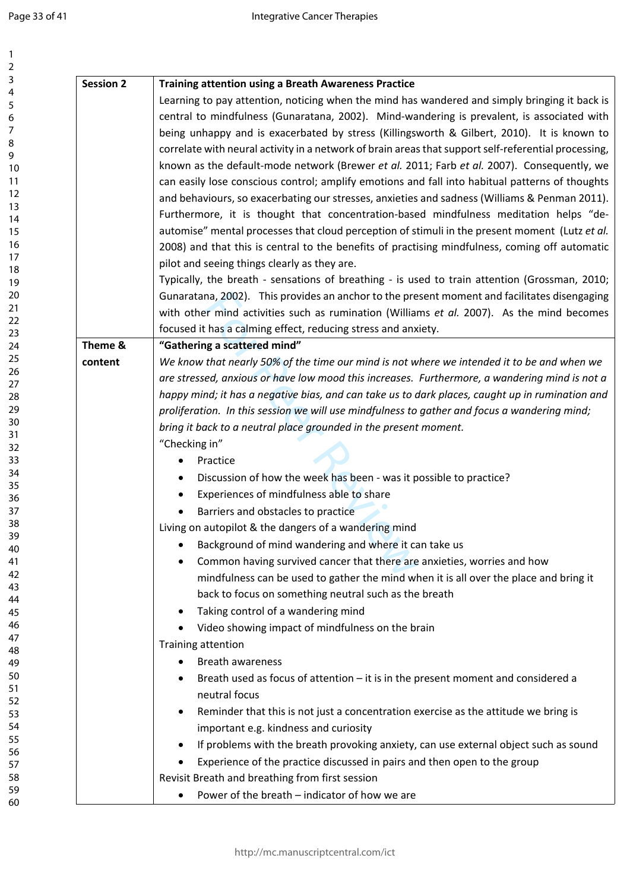| Session 2 | **Training attention using a Breath Awareness Practice**<br>Learning to pay attention, noticing when the mind has wandered and simply bringing it back is central to mindfulness (Gunaratana, 2002). Mind-wandering is prevalent, is associated with being unhappy and is exacerbated by stress (Killingsworth & Gilbert, 2010). It is known to correlate with neural activity in a network of brain areas that support self-referential processing, known as the default-mode network (Brewer *et al.* 2011; Farb *et al.* 2007). Consequently, we can easily lose conscious control; amplify emotions and fall into habitual patterns of thoughts and behaviours, so exacerbating our stresses, anxieties and sadness (Williams & Penman 2011). Furthermore, it is thought that concentration-based mindfulness meditation helps "de-automise" mental processes that cloud perception of stimuli in the present moment (Lutz *et al.* 2008) and that this is central to the benefits of practising mindfulness, coming off automatic pilot and seeing things clearly as they are.<br>Typically, the breath - sensations of breathing - is used to train attention (Grossman, 2010; Gunaratana, 2002). This provides an anchor to the present moment and facilitates disengaging with other mind activities such as rumination (Williams *et al.* 2007). As the mind becomes focused it has a calming effect, reducing stress and anxiety. |
|---|---|
| **Theme & content** | **"Gathering a scattered mind"**<br>*We know that nearly 50% of the time our mind is not where we intended it to be and when we are stressed, anxious or have low mood this increases. Furthermore, a wandering mind is not a happy mind; it has a negative bias, and can take us to dark places, caught up in rumination and proliferation. In this session we will use mindfulness to gather and focus a wandering mind; bring it back to a neutral place grounded in the present moment.*<br>"Checking in"<br>• Practice<br>• Discussion of how the week has been - was it possible to practice?<br>• Experiences of mindfulness able to share<br>• Barriers and obstacles to practice<br>Living on autopilot & the dangers of a wandering mind<br>• Background of mind wandering and where it can take us<br>• Common having survived cancer that there are anxieties, worries and how mindfulness can be used to gather the mind when it is all over the place and bring it back to focus on something neutral such as the breath<br>• Taking control of a wandering mind<br>• Video showing impact of mindfulness on the brain<br>Training attention<br>• Breath awareness<br>• Breath used as focus of attention – it is in the present moment and considered a neutral focus<br>• Reminder that this is not just a concentration exercise as the attitude we bring is important e.g. kindness and curiosity<br>• If problems with the breath provoking anxiety, can use external object such as sound<br>• Experience of the practice discussed in pairs and then open to the group<br>Revisit Breath and breathing from first session<br>• Power of the breath – indicator of how we are |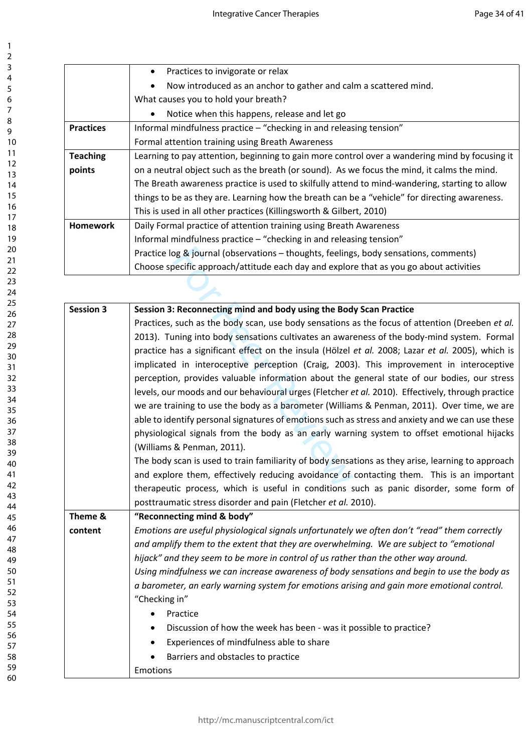| | |
|---|---|
| | • Practices to invigorate or relax<br>• Now introduced as an anchor to gather and calm a scattered mind.<br>What causes you to hold your breath?<br>• Notice when this happens, release and let go |
| **Practices** | Informal mindfulness practice – "checking in and releasing tension"<br>Formal attention training using Breath Awareness |
| **Teaching points** | Learning to pay attention, beginning to gain more control over a wandering mind by focusing it on a neutral object such as the breath (or sound). As we focus the mind, it calms the mind. The Breath awareness practice is used to skilfully attend to mind-wandering, starting to allow things to be as they are. Learning how the breath can be a "vehicle" for directing awareness. This is used in all other practices (Killingsworth & Gilbert, 2010) |
| **Homework** | Daily Formal practice of attention training using Breath Awareness<br>Informal mindfulness practice – "checking in and releasing tension"<br>Practice log & journal (observations – thoughts, feelings, body sensations, comments)<br>Choose specific approach/attitude each day and explore that as you go about activities |

| | |
|---|---|
| **Session 3** | **Session 3: Reconnecting mind and body using the Body Scan Practice**<br>Practices, such as the body scan, use body sensations as the focus of attention (Dreeben *et al.* 2013). Tuning into body sensations cultivates an awareness of the body-mind system. Formal practice has a significant effect on the insula (Hölzel *et al.* 2008; Lazar *et al.* 2005), which is implicated in interoceptive perception (Craig, 2003). This improvement in interoceptive perception, provides valuable information about the general state of our bodies, our stress levels, our moods and our behavioural urges (Fletcher *et al.* 2010). Effectively, through practice we are training to use the body as a barometer (Williams & Penman, 2011). Over time, we are able to identify personal signatures of emotions such as stress and anxiety and we can use these physiological signals from the body as an early warning system to offset emotional hijacks (Williams & Penman, 2011).<br>The body scan is used to train familiarity of body sensations as they arise, learning to approach and explore them, effectively reducing avoidance of contacting them. This is an important therapeutic process, which is useful in conditions such as panic disorder, some form of posttraumatic stress disorder and pain (Fletcher *et al.* 2010). |
| **Theme & content** | **"Reconnecting mind & body"**<br>*Emotions are useful physiological signals unfortunately we often don't "read" them correctly and amplify them to the extent that they are overwhelming. We are subject to "emotional hijack" and they seem to be more in control of us rather than the other way around.*<br>*Using mindfulness we can increase awareness of body sensations and begin to use the body as a barometer, an early warning system for emotions arising and gain more emotional control.*<br>"Checking in"<br>• Practice<br>• Discussion of how the week has been - was it possible to practice?<br>• Experiences of mindfulness able to share<br>• Barriers and obstacles to practice<br>Emotions |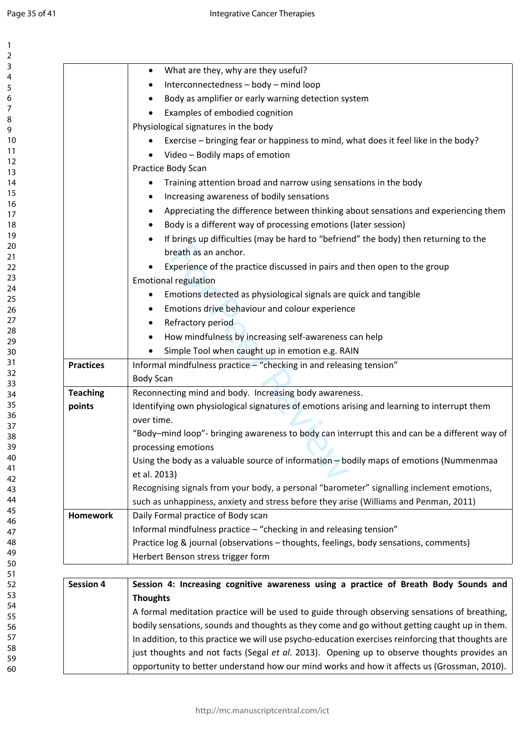| | |
|---|---|
| | • What are they, why are they useful?<br>• Interconnectedness – body – mind loop<br>• Body as amplifier or early warning detection system<br>• Examples of embodied cognition<br>Physiological signatures in the body<br>• Exercise – bringing fear or happiness to mind, what does it feel like in the body?<br>• Video – Bodily maps of emotion<br>Practice Body Scan<br>• Training attention broad and narrow using sensations in the body<br>• Increasing awareness of bodily sensations<br>• Appreciating the difference between thinking about sensations and experiencing them<br>• Body is a different way of processing emotions (later session)<br>• If brings up difficulties (may be hard to "befriend" the body) then returning to the breath as an anchor.<br>• Experience of the practice discussed in pairs and then open to the group<br>Emotional regulation<br>• Emotions detected as physiological signals are quick and tangible<br>• Emotions drive behaviour and colour experience<br>• Refractory period<br>• How mindfulness by increasing self-awareness can help<br>• Simple Tool when caught up in emotion e.g. RAIN |
| **Practices** | Informal mindfulness practice – "checking in and releasing tension"<br>Body Scan |
| **Teaching points** | Reconnecting mind and body. Increasing body awareness.<br>Identifying own physiological signatures of emotions arising and learning to interrupt them over time.<br>"Body–mind loop"- bringing awareness to body can interrupt this and can be a different way of processing emotions<br>Using the body as a valuable source of information – bodily maps of emotions (Nummenmaa et al. 2013)<br>Recognising signals from your body, a personal "barometer" signalling inclement emotions, such as unhappiness, anxiety and stress before they arise (Williams and Penman, 2011) |
| **Homework** | Daily Formal practice of Body scan<br>Informal mindfulness practice – "checking in and releasing tension"<br>Practice log & journal (observations – thoughts, feelings, body sensations, comments)<br>Herbert Benson stress trigger form |

| | |
|---|---|
| **Session 4** | **Session 4: Increasing cognitive awareness using a practice of Breath Body Sounds and Thoughts**<br>A formal meditation practice will be used to guide through observing sensations of breathing, bodily sensations, sounds and thoughts as they come and go without getting caught up in them. In addition, to this practice we will use psycho-education exercises reinforcing that thoughts are just thoughts and not facts (Segal *et al*. 2013). Opening up to observe thoughts provides an opportunity to better understand how our mind works and how it affects us (Grossman, 2010). |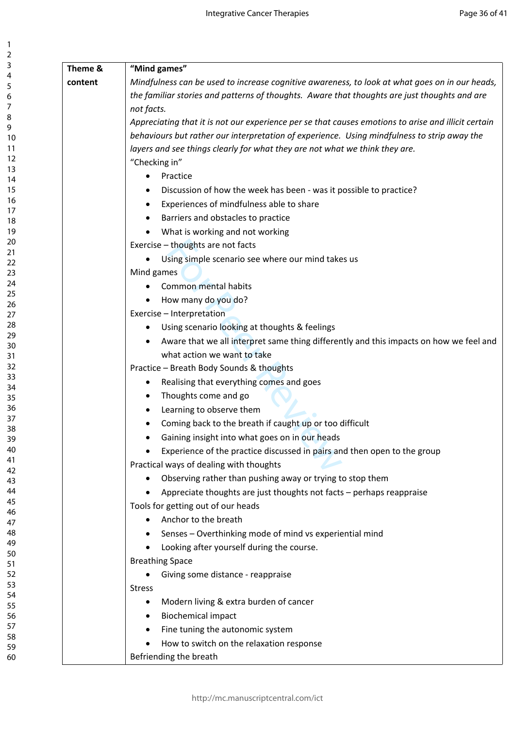| Theme & content | "Mind games" |
|---|---|
| | *Mindfulness can be used to increase cognitive awareness, to look at what goes on in our heads, the familiar stories and patterns of thoughts. Aware that thoughts are just thoughts and are not facts.*<br>*Appreciating that it is not our experience per se that causes emotions to arise and illicit certain behaviours but rather our interpretation of experience. Using mindfulness to strip away the layers and see things clearly for what they are not what we think they are.*<br>"Checking in"<br>• Practice<br>• Discussion of how the week has been - was it possible to practice?<br>• Experiences of mindfulness able to share<br>• Barriers and obstacles to practice<br>• What is working and not working<br>Exercise – thoughts are not facts<br>• Using simple scenario see where our mind takes us<br>Mind games<br>• Common mental habits<br>• How many do you do?<br>Exercise – Interpretation<br>• Using scenario looking at thoughts & feelings<br>• Aware that we all interpret same thing differently and this impacts on how we feel and what action we want to take<br>Practice – Breath Body Sounds & thoughts<br>• Realising that everything comes and goes<br>• Thoughts come and go<br>• Learning to observe them<br>• Coming back to the breath if caught up or too difficult<br>• Gaining insight into what goes on in our heads<br>• Experience of the practice discussed in pairs and then open to the group<br>Practical ways of dealing with thoughts<br>• Observing rather than pushing away or trying to stop them<br>• Appreciate thoughts are just thoughts not facts – perhaps reappraise<br>Tools for getting out of our heads<br>• Anchor to the breath<br>• Senses – Overthinking mode of mind vs experiential mind<br>• Looking after yourself during the course.<br>Breathing Space<br>• Giving some distance - reappraise<br>Stress<br>• Modern living & extra burden of cancer<br>• Biochemical impact<br>• Fine tuning the autonomic system<br>• How to switch on the relaxation response<br>Befriending the breath |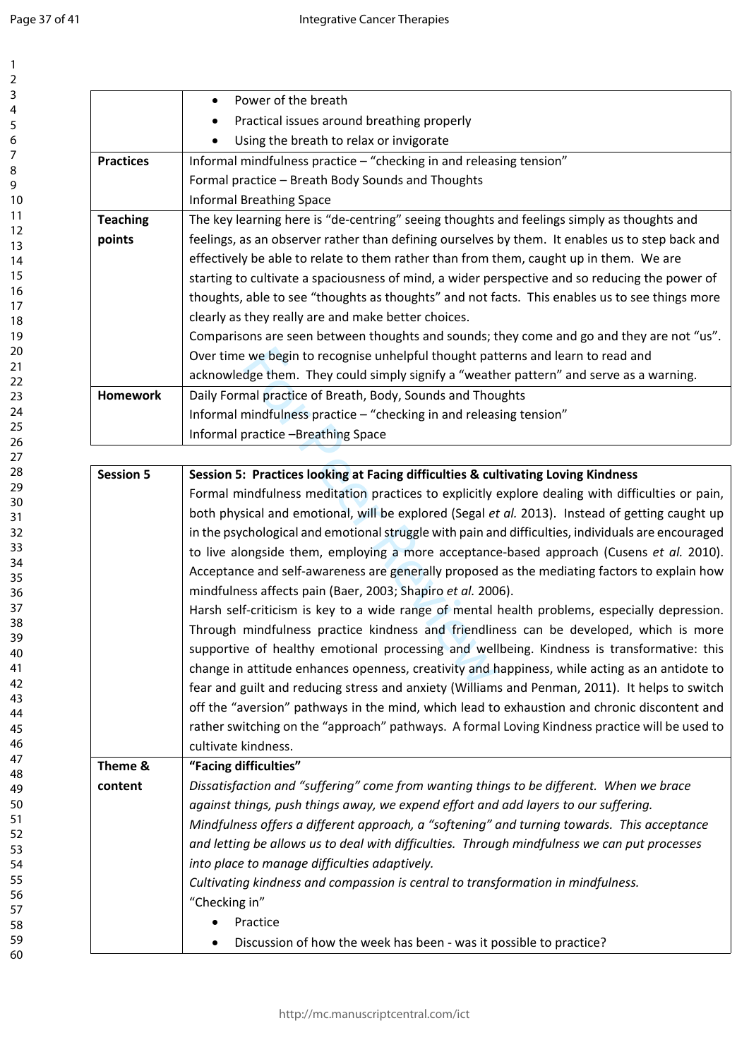| | • Power of the breath<br>• Practical issues around breathing properly<br>• Using the breath to relax or invigorate |
|---|---|
| **Practices** | Informal mindfulness practice – "checking in and releasing tension"<br>Formal practice – Breath Body Sounds and Thoughts<br>Informal Breathing Space |
| **Teaching points** | The key learning here is "de-centring" seeing thoughts and feelings simply as thoughts and feelings, as an observer rather than defining ourselves by them. It enables us to step back and effectively be able to relate to them rather than from them, caught up in them. We are starting to cultivate a spaciousness of mind, a wider perspective and so reducing the power of thoughts, able to see "thoughts as thoughts" and not facts. This enables us to see things more clearly as they really are and make better choices.<br>Comparisons are seen between thoughts and sounds; they come and go and they are not "us". Over time we begin to recognise unhelpful thought patterns and learn to read and acknowledge them. They could simply signify a "weather pattern" and serve as a warning. |
| **Homework** | Daily Formal practice of Breath, Body, Sounds and Thoughts<br>Informal mindfulness practice – "checking in and releasing tension"<br>Informal practice –Breathing Space |

| **Session 5** | **Session 5: Practices looking at Facing difficulties & cultivating Loving Kindness**<br>Formal mindfulness meditation practices to explicitly explore dealing with difficulties or pain, both physical and emotional, will be explored (Segal *et al.* 2013). Instead of getting caught up in the psychological and emotional struggle with pain and difficulties, individuals are encouraged to live alongside them, employing a more acceptance-based approach (Cusens *et al.* 2010). Acceptance and self-awareness are generally proposed as the mediating factors to explain how mindfulness affects pain (Baer, 2003; Shapiro *et al.* 2006).<br>Harsh self-criticism is key to a wide range of mental health problems, especially depression. Through mindfulness practice kindness and friendliness can be developed, which is more supportive of healthy emotional processing and wellbeing. Kindness is transformative: this change in attitude enhances openness, creativity and happiness, while acting as an antidote to fear and guilt and reducing stress and anxiety (Williams and Penman, 2011). It helps to switch off the "aversion" pathways in the mind, which lead to exhaustion and chronic discontent and rather switching on the "approach" pathways. A formal Loving Kindness practice will be used to cultivate kindness. |
|---|---|
| **Theme & content** | **"Facing difficulties"**<br>*Dissatisfaction and "suffering" come from wanting things to be different. When we brace against things, push things away, we expend effort and add layers to our suffering.*<br>*Mindfulness offers a different approach, a "softening" and turning towards. This acceptance and letting be allows us to deal with difficulties. Through mindfulness we can put processes into place to manage difficulties adaptively.*<br>*Cultivating kindness and compassion is central to transformation in mindfulness.*<br>"Checking in"<br>• Practice<br>• Discussion of how the week has been - was it possible to practice? |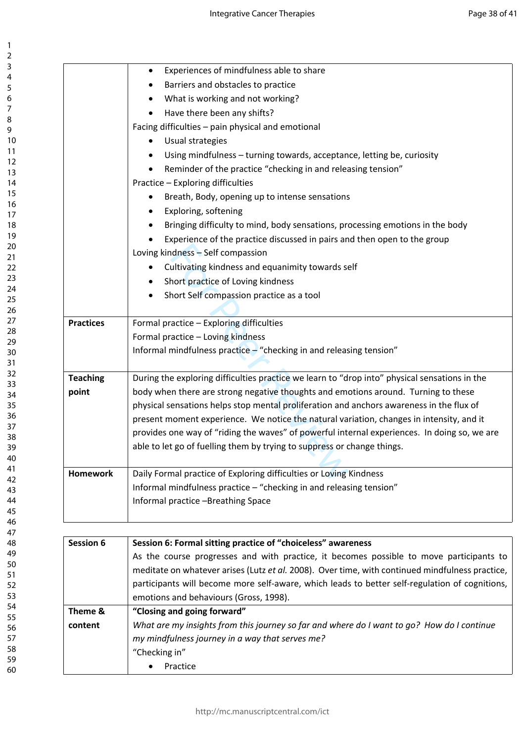| | |
|---|---|
| | • Experiences of mindfulness able to share<br>• Barriers and obstacles to practice<br>• What is working and not working?<br>• Have there been any shifts?<br>Facing difficulties – pain physical and emotional<br>• Usual strategies<br>• Using mindfulness – turning towards, acceptance, letting be, curiosity<br>• Reminder of the practice "checking in and releasing tension"<br>Practice – Exploring difficulties<br>• Breath, Body, opening up to intense sensations<br>• Exploring, softening<br>• Bringing difficulty to mind, body sensations, processing emotions in the body<br>• Experience of the practice discussed in pairs and then open to the group<br>Loving kindness – Self compassion<br>• Cultivating kindness and equanimity towards self<br>• Short practice of Loving kindness<br>• Short Self compassion practice as a tool |
| **Practices** | Formal practice – Exploring difficulties<br>Formal practice – Loving kindness<br>Informal mindfulness practice – "checking in and releasing tension" |
| **Teaching point** | During the exploring difficulties practice we learn to "drop into" physical sensations in the body when there are strong negative thoughts and emotions around. Turning to these physical sensations helps stop mental proliferation and anchors awareness in the flux of present moment experience. We notice the natural variation, changes in intensity, and it provides one way of "riding the waves" of powerful internal experiences. In doing so, we are able to let go of fuelling them by trying to suppress or change things. |
| **Homework** | Daily Formal practice of Exploring difficulties or Loving Kindness<br>Informal mindfulness practice – "checking in and releasing tension"<br>Informal practice –Breathing Space |

| | |
|---|---|
| **Session 6** | **Session 6: Formal sitting practice of "choiceless" awareness**<br>As the course progresses and with practice, it becomes possible to move participants to meditate on whatever arises (Lutz *et al.* 2008). Over time, with continued mindfulness practice, participants will become more self-aware, which leads to better self-regulation of cognitions, emotions and behaviours (Gross, 1998). |
| **Theme & content** | **"Closing and going forward"**<br>*What are my insights from this journey so far and where do I want to go? How do I continue my mindfulness journey in a way that serves me?*<br>"Checking in"<br>• Practice |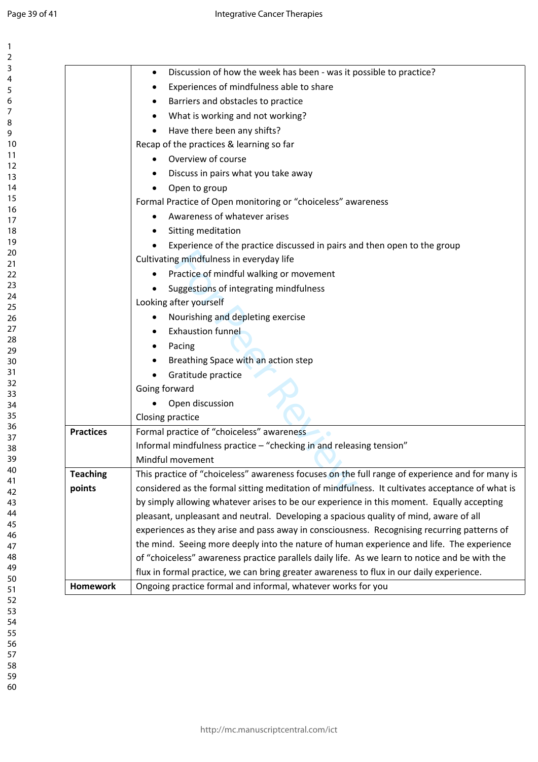| | |
|---|---|
| | • Discussion of how the week has been - was it possible to practice?<br>• Experiences of mindfulness able to share<br>• Barriers and obstacles to practice<br>• What is working and not working?<br>• Have there been any shifts?<br>Recap of the practices & learning so far<br>• Overview of course<br>• Discuss in pairs what you take away<br>• Open to group<br>Formal Practice of Open monitoring or "choiceless" awareness<br>• Awareness of whatever arises<br>• Sitting meditation<br>• Experience of the practice discussed in pairs and then open to the group<br>Cultivating mindfulness in everyday life<br>• Practice of mindful walking or movement<br>• Suggestions of integrating mindfulness<br>Looking after yourself<br>• Nourishing and depleting exercise<br>• Exhaustion funnel<br>• Pacing<br>• Breathing Space with an action step<br>• Gratitude practice<br>Going forward<br>• Open discussion<br>Closing practice |
| **Practices** | Formal practice of "choiceless" awareness<br>Informal mindfulness practice – "checking in and releasing tension"<br>Mindful movement |
| **Teaching points** | This practice of "choiceless" awareness focuses on the full range of experience and for many is considered as the formal sitting meditation of mindfulness. It cultivates acceptance of what is by simply allowing whatever arises to be our experience in this moment. Equally accepting pleasant, unpleasant and neutral. Developing a spacious quality of mind, aware of all experiences as they arise and pass away in consciousness. Recognising recurring patterns of the mind. Seeing more deeply into the nature of human experience and life. The experience of "choiceless" awareness practice parallels daily life. As we learn to notice and be with the flux in formal practice, we can bring greater awareness to flux in our daily experience. |
| **Homework** | Ongoing practice formal and informal, whatever works for you |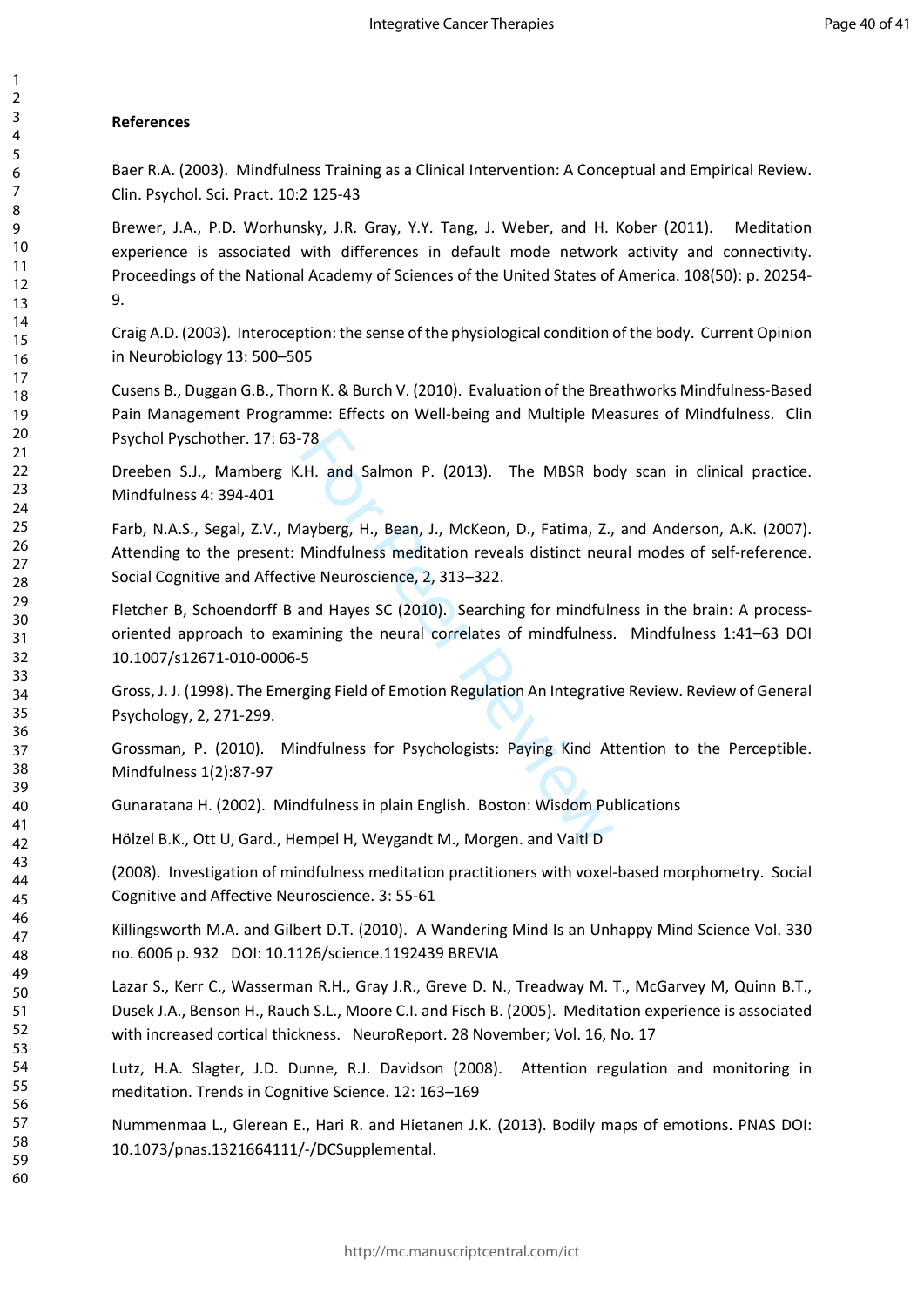**References**

Baer R.A. (2003). Mindfulness Training as a Clinical Intervention: A Conceptual and Empirical Review. Clin. Psychol. Sci. Pract. 10:2 125-43

Brewer, J.A., P.D. Worhunsky, J.R. Gray, Y.Y. Tang, J. Weber, and H. Kober (2011). Meditation experience is associated with differences in default mode network activity and connectivity. Proceedings of the National Academy of Sciences of the United States of America. 108(50): p. 20254-9.

Craig A.D. (2003). Interoception: the sense of the physiological condition of the body. Current Opinion in Neurobiology 13: 500–505

Cusens B., Duggan G.B., Thorn K. & Burch V. (2010). Evaluation of the Breathworks Mindfulness-Based Pain Management Programme: Effects on Well-being and Multiple Measures of Mindfulness. Clin Psychol Pyschother. 17: 63-78

Dreeben S.J., Mamberg K.H. and Salmon P. (2013). The MBSR body scan in clinical practice. Mindfulness 4: 394-401

Farb, N.A.S., Segal, Z.V., Mayberg, H., Bean, J., McKeon, D., Fatima, Z., and Anderson, A.K. (2007). Attending to the present: Mindfulness meditation reveals distinct neural modes of self-reference. Social Cognitive and Affective Neuroscience, 2, 313–322.

Fletcher B, Schoendorff B and Hayes SC (2010). Searching for mindfulness in the brain: A process-oriented approach to examining the neural correlates of mindfulness. Mindfulness 1:41–63 DOI 10.1007/s12671-010-0006-5

Gross, J. J. (1998). The Emerging Field of Emotion Regulation An Integrative Review. Review of General Psychology, 2, 271-299.

Grossman, P. (2010). Mindfulness for Psychologists: Paying Kind Attention to the Perceptible. Mindfulness 1(2):87-97

Gunaratana H. (2002). Mindfulness in plain English. Boston: Wisdom Publications

Hölzel B.K., Ott U, Gard., Hempel H, Weygandt M., Morgen. and Vaitl D

(2008). Investigation of mindfulness meditation practitioners with voxel-based morphometry. Social Cognitive and Affective Neuroscience. 3: 55-61

Killingsworth M.A. and Gilbert D.T. (2010). A Wandering Mind Is an Unhappy Mind Science Vol. 330 no. 6006 p. 932 DOI: 10.1126/science.1192439 BREVIA

Lazar S., Kerr C., Wasserman R.H., Gray J.R., Greve D. N., Treadway M. T., McGarvey M, Quinn B.T., Dusek J.A., Benson H., Rauch S.L., Moore C.I. and Fisch B. (2005). Meditation experience is associated with increased cortical thickness. NeuroReport. 28 November; Vol. 16, No. 17

Lutz, H.A. Slagter, J.D. Dunne, R.J. Davidson (2008). Attention regulation and monitoring in meditation. Trends in Cognitive Science. 12: 163–169

Nummenmaa L., Glerean E., Hari R. and Hietanen J.K. (2013). Bodily maps of emotions. PNAS DOI: 10.1073/pnas.1321664111/-/DCSupplemental.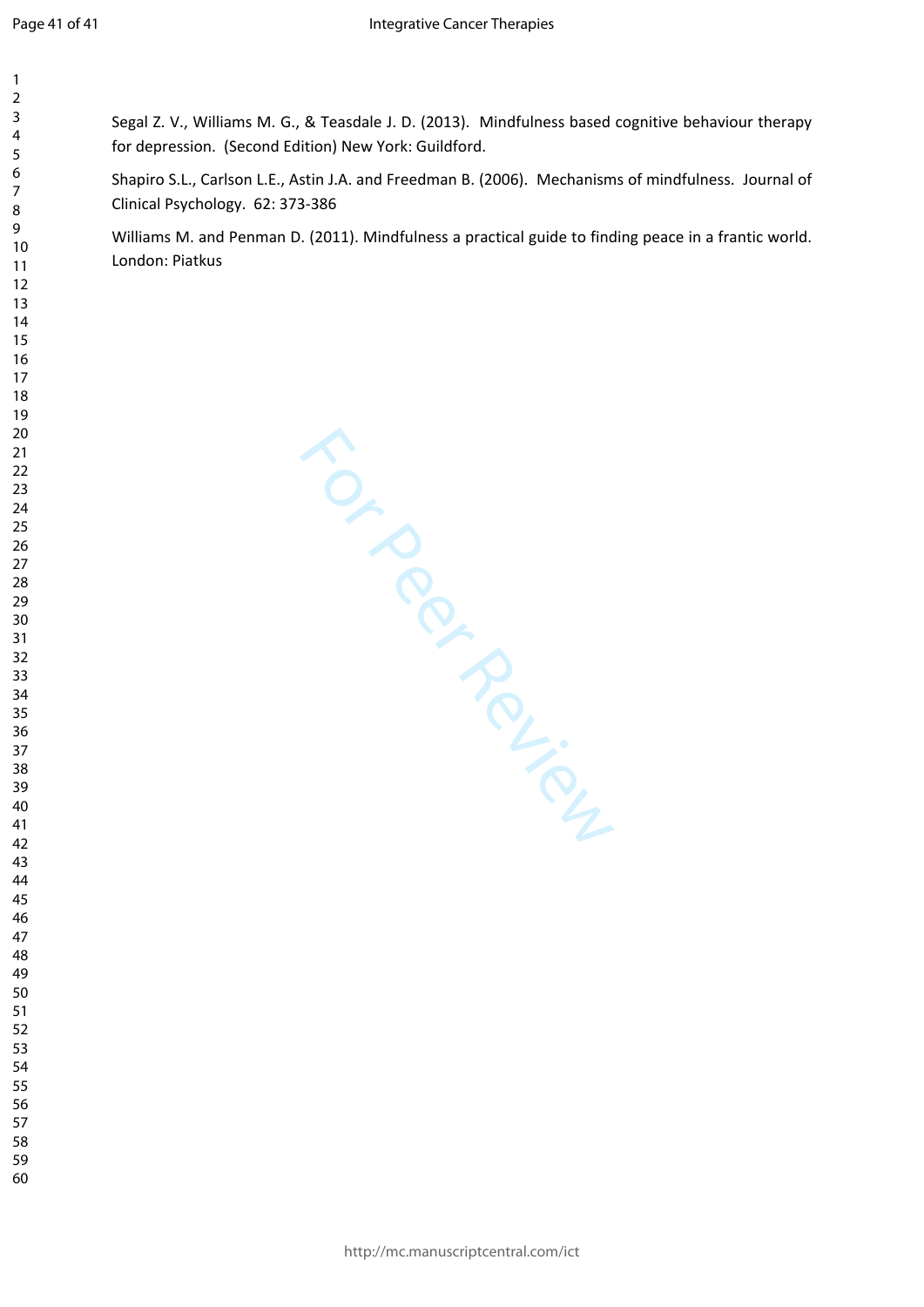Segal Z. V., Williams M. G., & Teasdale J. D. (2013). Mindfulness based cognitive behaviour therapy for depression. (Second Edition) New York: Guildford.

Shapiro S.L., Carlson L.E., Astin J.A. and Freedman B. (2006). Mechanisms of mindfulness. Journal of Clinical Psychology. 62: 373-386

Williams M. and Penman D. (2011). Mindfulness a practical guide to finding peace in a frantic world. London: Piatkus